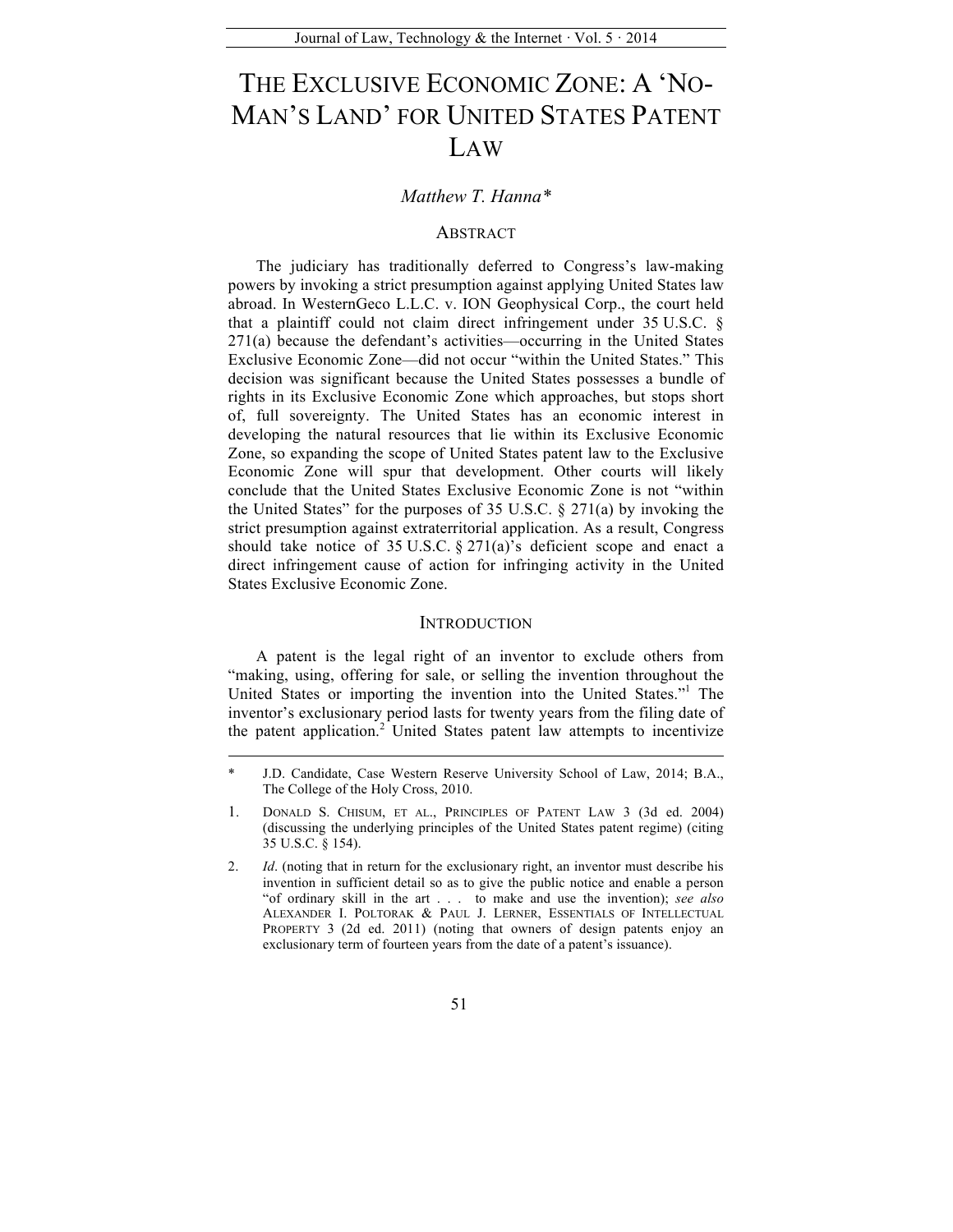# THE EXCLUSIVE ECONOMIC ZONE: A 'NO-MAN'S LAND' FOR UNITED STATES PATENT LAW

*Matthew T. Hanna\**

## ABSTRACT

The judiciary has traditionally deferred to Congress's law-making powers by invoking a strict presumption against applying United States law abroad. In WesternGeco L.L.C. v. ION Geophysical Corp., the court held that a plaintiff could not claim direct infringement under 35 U.S.C. § 271(a) because the defendant's activities—occurring in the United States Exclusive Economic Zone—did not occur "within the United States." This decision was significant because the United States possesses a bundle of rights in its Exclusive Economic Zone which approaches, but stops short of, full sovereignty. The United States has an economic interest in developing the natural resources that lie within its Exclusive Economic Zone, so expanding the scope of United States patent law to the Exclusive Economic Zone will spur that development. Other courts will likely conclude that the United States Exclusive Economic Zone is not "within the United States" for the purposes of 35 U.S.C. § 271(a) by invoking the strict presumption against extraterritorial application. As a result, Congress should take notice of 35 U.S.C. § 271(a)'s deficient scope and enact a direct infringement cause of action for infringing activity in the United States Exclusive Economic Zone.

## INTRODUCTION

A patent is the legal right of an inventor to exclude others from "making, using, offering for sale, or selling the invention throughout the United States or importing the invention into the United States."[1] The inventor's exclusionary period lasts for twenty years from the filing date of the patent application.[2] United States patent law attempts to incentivize

---

\* J.D. Candidate, Case Western Reserve University School of Law, 2014; B.A., The College of the Holy Cross, 2010.

1. DONALD S. CHISUM, ET AL., PRINCIPLES OF PATENT LAW 3 (3d ed. 2004) (discussing the underlying principles of the United States patent regime) (citing 35 U.S.C. § 154).

2. *Id*. (noting that in return for the exclusionary right, an inventor must describe his invention in sufficient detail so as to give the public notice and enable a person "of ordinary skill in the art . . . to make and use the invention); *see also* ALEXANDER I. POLTORAK & PAUL J. LERNER, ESSENTIALS OF INTELLECTUAL PROPERTY 3 (2d ed. 2011) (noting that owners of design patents enjoy an exclusionary term of fourteen years from the date of a patent's issuance).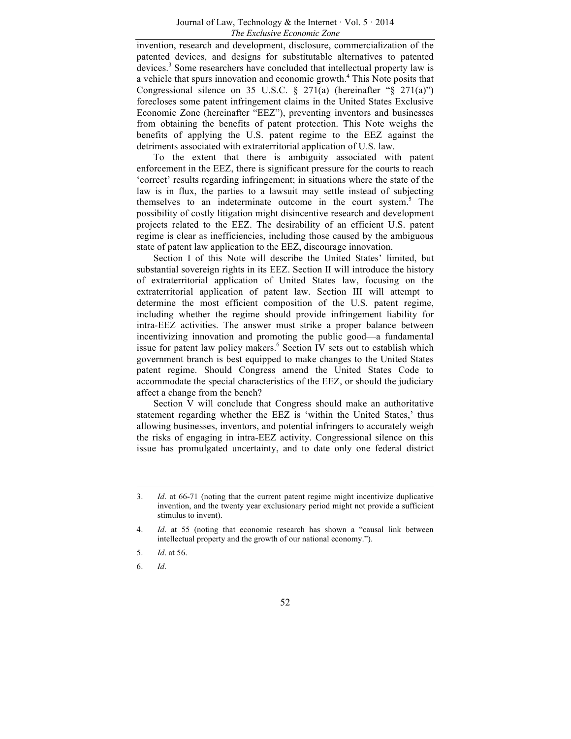invention, research and development, disclosure, commercialization of the patented devices, and designs for substitutable alternatives to patented devices.[3] Some researchers have concluded that intellectual property law is a vehicle that spurs innovation and economic growth.[4] This Note posits that Congressional silence on 35 U.S.C. § 271(a) (hereinafter "§ 271(a)") forecloses some patent infringement claims in the United States Exclusive Economic Zone (hereinafter "EEZ"), preventing inventors and businesses from obtaining the benefits of patent protection. This Note weighs the benefits of applying the U.S. patent regime to the EEZ against the detriments associated with extraterritorial application of U.S. law.

To the extent that there is ambiguity associated with patent enforcement in the EEZ, there is significant pressure for the courts to reach 'correct' results regarding infringement; in situations where the state of the law is in flux, the parties to a lawsuit may settle instead of subjecting themselves to an indeterminate outcome in the court system.[5] The possibility of costly litigation might disincentive research and development projects related to the EEZ. The desirability of an efficient U.S. patent regime is clear as inefficiencies, including those caused by the ambiguous state of patent law application to the EEZ, discourage innovation.

Section I of this Note will describe the United States' limited, but substantial sovereign rights in its EEZ. Section II will introduce the history of extraterritorial application of United States law, focusing on the extraterritorial application of patent law. Section III will attempt to determine the most efficient composition of the U.S. patent regime, including whether the regime should provide infringement liability for intra-EEZ activities. The answer must strike a proper balance between incentivizing innovation and promoting the public good—a fundamental issue for patent law policy makers.[6] Section IV sets out to establish which government branch is best equipped to make changes to the United States patent regime. Should Congress amend the United States Code to accommodate the special characteristics of the EEZ, or should the judiciary affect a change from the bench?

Section V will conclude that Congress should make an authoritative statement regarding whether the EEZ is 'within the United States,' thus allowing businesses, inventors, and potential infringers to accurately weigh the risks of engaging in intra-EEZ activity. Congressional silence on this issue has promulgated uncertainty, and to date only one federal district

---

3. *Id*. at 66-71 (noting that the current patent regime might incentivize duplicative invention, and the twenty year exclusionary period might not provide a sufficient stimulus to invent).

4. *Id*. at 55 (noting that economic research has shown a "causal link between intellectual property and the growth of our national economy.").

5. *Id*. at 56.

6. *Id*.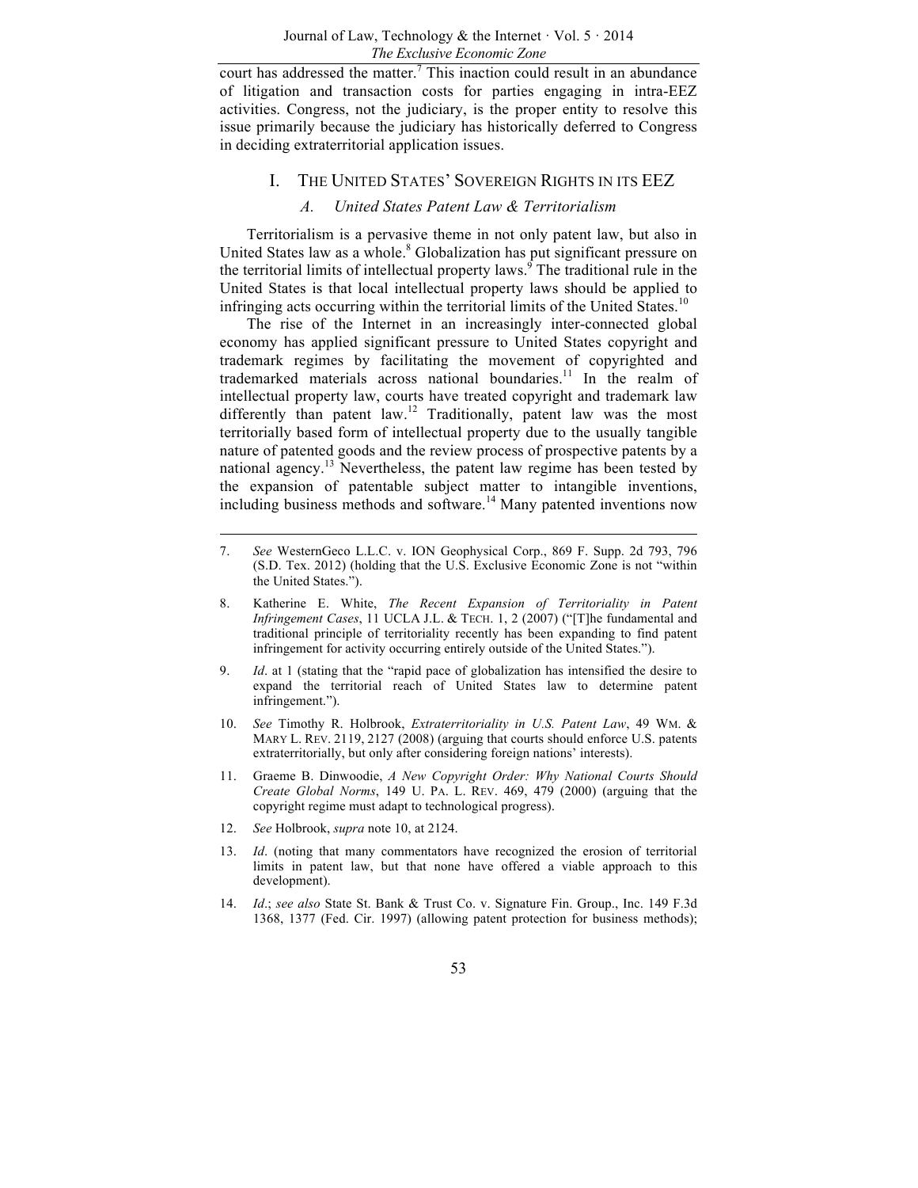court has addressed the matter.[7] This inaction could result in an abundance of litigation and transaction costs for parties engaging in intra-EEZ activities. Congress, not the judiciary, is the proper entity to resolve this issue primarily because the judiciary has historically deferred to Congress in deciding extraterritorial application issues.

## I. The United States' Sovereign Rights in its EEZ

### *A. United States Patent Law & Territorialism*

Territorialism is a pervasive theme in not only patent law, but also in United States law as a whole.[8] Globalization has put significant pressure on the territorial limits of intellectual property laws.[9] The traditional rule in the United States is that local intellectual property laws should be applied to infringing acts occurring within the territorial limits of the United States.[10]

The rise of the Internet in an increasingly inter-connected global economy has applied significant pressure to United States copyright and trademark regimes by facilitating the movement of copyrighted and trademarked materials across national boundaries.[11] In the realm of intellectual property law, courts have treated copyright and trademark law differently than patent law.[12] Traditionally, patent law was the most territorially based form of intellectual property due to the usually tangible nature of patented goods and the review process of prospective patents by a national agency.[13] Nevertheless, the patent law regime has been tested by the expansion of patentable subject matter to intangible inventions, including business methods and software.[14] Many patented inventions now

---

7. *See* WesternGeco L.L.C. v. ION Geophysical Corp., 869 F. Supp. 2d 793, 796 (S.D. Tex. 2012) (holding that the U.S. Exclusive Economic Zone is not "within the United States.").

8. Katherine E. White, *The Recent Expansion of Territoriality in Patent Infringement Cases*, 11 UCLA J.L. & TECH. 1, 2 (2007) ("[T]he fundamental and traditional principle of territoriality recently has been expanding to find patent infringement for activity occurring entirely outside of the United States.").

9. *Id*. at 1 (stating that the "rapid pace of globalization has intensified the desire to expand the territorial reach of United States law to determine patent infringement.").

10. *See* Timothy R. Holbrook, *Extraterritoriality in U.S. Patent Law*, 49 WM. & MARY L. REV. 2119, 2127 (2008) (arguing that courts should enforce U.S. patents extraterritorially, but only after considering foreign nations' interests).

11. Graeme B. Dinwoodie, *A New Copyright Order: Why National Courts Should Create Global Norms*, 149 U. PA. L. REV. 469, 479 (2000) (arguing that the copyright regime must adapt to technological progress).

12. *See* Holbrook, *supra* note 10, at 2124.

13. *Id*. (noting that many commentators have recognized the erosion of territorial limits in patent law, but that none have offered a viable approach to this development).

14. *Id*.; *see also* State St. Bank & Trust Co. v. Signature Fin. Group., Inc. 149 F.3d 1368, 1377 (Fed. Cir. 1997) (allowing patent protection for business methods);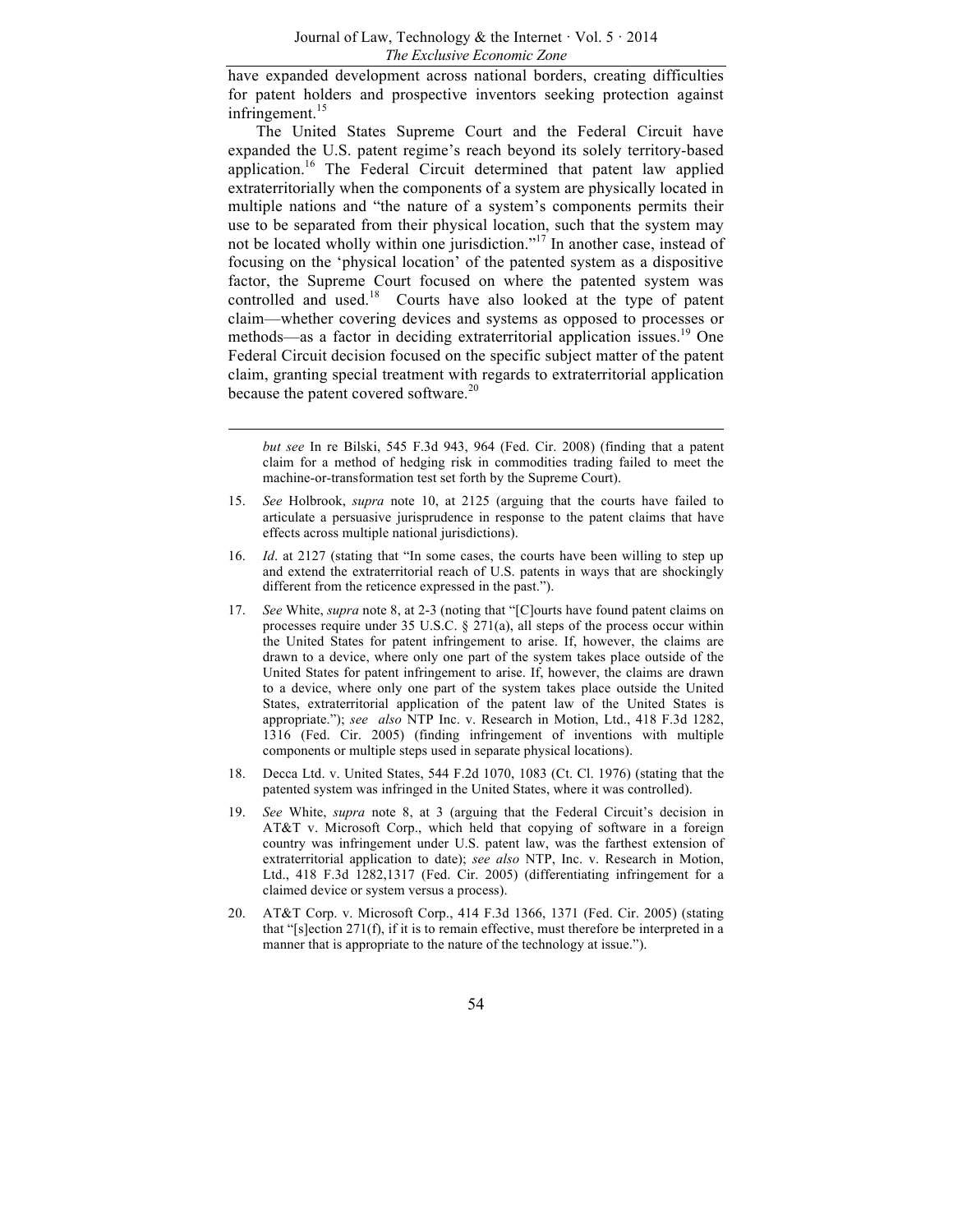have expanded development across national borders, creating difficulties for patent holders and prospective inventors seeking protection against infringement.[15]

The United States Supreme Court and the Federal Circuit have expanded the U.S. patent regime's reach beyond its solely territory-based application.[16] The Federal Circuit determined that patent law applied extraterritorially when the components of a system are physically located in multiple nations and "the nature of a system's components permits their use to be separated from their physical location, such that the system may not be located wholly within one jurisdiction."[17] In another case, instead of focusing on the 'physical location' of the patented system as a dispositive factor, the Supreme Court focused on where the patented system was controlled and used.[18] Courts have also looked at the type of patent claim—whether covering devices and systems as opposed to processes or methods—as a factor in deciding extraterritorial application issues.[19] One Federal Circuit decision focused on the specific subject matter of the patent claim, granting special treatment with regards to extraterritorial application because the patent covered software.[20]

---

*but see* In re Bilski, 545 F.3d 943, 964 (Fed. Cir. 2008) (finding that a patent claim for a method of hedging risk in commodities trading failed to meet the machine-or-transformation test set forth by the Supreme Court).

15. *See* Holbrook, *supra* note 10, at 2125 (arguing that the courts have failed to articulate a persuasive jurisprudence in response to the patent claims that have effects across multiple national jurisdictions).

16. *Id*. at 2127 (stating that "In some cases, the courts have been willing to step up and extend the extraterritorial reach of U.S. patents in ways that are shockingly different from the reticence expressed in the past.").

17. *See* White, *supra* note 8, at 2-3 (noting that "[C]ourts have found patent claims on processes require under 35 U.S.C. § 271(a), all steps of the process occur within the United States for patent infringement to arise. If, however, the claims are drawn to a device, where only one part of the system takes place outside of the United States for patent infringement to arise. If, however, the claims are drawn to a device, where only one part of the system takes place outside the United States, extraterritorial application of the patent law of the United States is appropriate."); *see also* NTP Inc. v. Research in Motion, Ltd., 418 F.3d 1282, 1316 (Fed. Cir. 2005) (finding infringement of inventions with multiple components or multiple steps used in separate physical locations).

18. Decca Ltd. v. United States, 544 F.2d 1070, 1083 (Ct. Cl. 1976) (stating that the patented system was infringed in the United States, where it was controlled).

19. *See* White, *supra* note 8, at 3 (arguing that the Federal Circuit's decision in AT&T v. Microsoft Corp., which held that copying of software in a foreign country was infringement under U.S. patent law, was the farthest extension of extraterritorial application to date); *see also* NTP, Inc. v. Research in Motion, Ltd., 418 F.3d 1282,1317 (Fed. Cir. 2005) (differentiating infringement for a claimed device or system versus a process).

20. AT&T Corp. v. Microsoft Corp., 414 F.3d 1366, 1371 (Fed. Cir. 2005) (stating that "[s]ection 271(f), if it is to remain effective, must therefore be interpreted in a manner that is appropriate to the nature of the technology at issue.").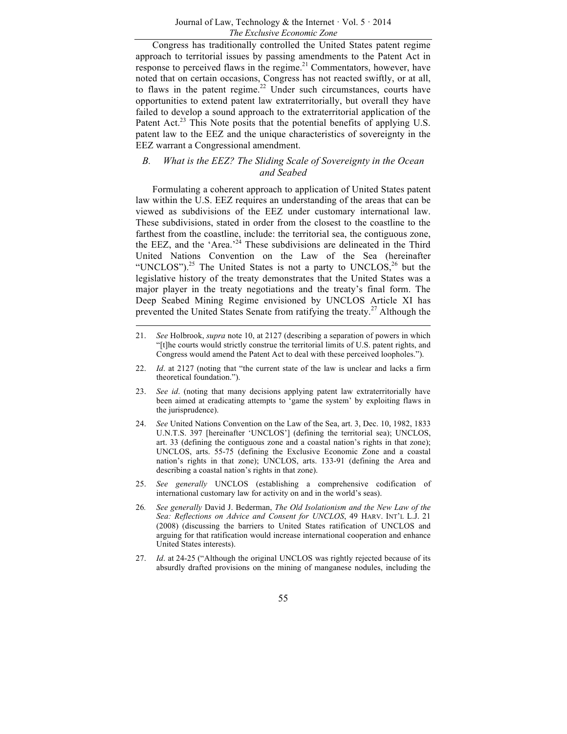Congress has traditionally controlled the United States patent regime approach to territorial issues by passing amendments to the Patent Act in response to perceived flaws in the regime.[21] Commentators, however, have noted that on certain occasions, Congress has not reacted swiftly, or at all, to flaws in the patent regime.[22] Under such circumstances, courts have opportunities to extend patent law extraterritorially, but overall they have failed to develop a sound approach to the extraterritorial application of the Patent Act.[23] This Note posits that the potential benefits of applying U.S. patent law to the EEZ and the unique characteristics of sovereignty in the EEZ warrant a Congressional amendment.

### *B. What is the EEZ? The Sliding Scale of Sovereignty in the Ocean and Seabed*

Formulating a coherent approach to application of United States patent law within the U.S. EEZ requires an understanding of the areas that can be viewed as subdivisions of the EEZ under customary international law. These subdivisions, stated in order from the closest to the coastline to the farthest from the coastline, include: the territorial sea, the contiguous zone, the EEZ, and the 'Area.'[24] These subdivisions are delineated in the Third United Nations Convention on the Law of the Sea (hereinafter "UNCLOS").[25] The United States is not a party to UNCLOS,[26] but the legislative history of the treaty demonstrates that the United States was a major player in the treaty negotiations and the treaty's final form. The Deep Seabed Mining Regime envisioned by UNCLOS Article XI has prevented the United States Senate from ratifying the treaty.[27] Although the

---

21. *See* Holbrook, *supra* note 10, at 2127 (describing a separation of powers in which "[t]he courts would strictly construe the territorial limits of U.S. patent rights, and Congress would amend the Patent Act to deal with these perceived loopholes.").

22. *Id*. at 2127 (noting that "the current state of the law is unclear and lacks a firm theoretical foundation.").

23. *See id*. (noting that many decisions applying patent law extraterritorially have been aimed at eradicating attempts to 'game the system' by exploiting flaws in the jurisprudence).

24. *See* United Nations Convention on the Law of the Sea, art. 3, Dec. 10, 1982, 1833 U.N.T.S. 397 [hereinafter 'UNCLOS'] (defining the territorial sea); UNCLOS, art. 33 (defining the contiguous zone and a coastal nation's rights in that zone); UNCLOS, arts. 55-75 (defining the Exclusive Economic Zone and a coastal nation's rights in that zone); UNCLOS, arts. 133-91 (defining the Area and describing a coastal nation's rights in that zone).

25. *See generally* UNCLOS (establishing a comprehensive codification of international customary law for activity on and in the world's seas).

26. *See generally* David J. Bederman, *The Old Isolationism and the New Law of the Sea: Reflections on Advice and Consent for UNCLOS*, 49 HARV. INT'L L.J. 21 (2008) (discussing the barriers to United States ratification of UNCLOS and arguing for that ratification would increase international cooperation and enhance United States interests).

27. *Id*. at 24-25 ("Although the original UNCLOS was rightly rejected because of its absurdly drafted provisions on the mining of manganese nodules, including the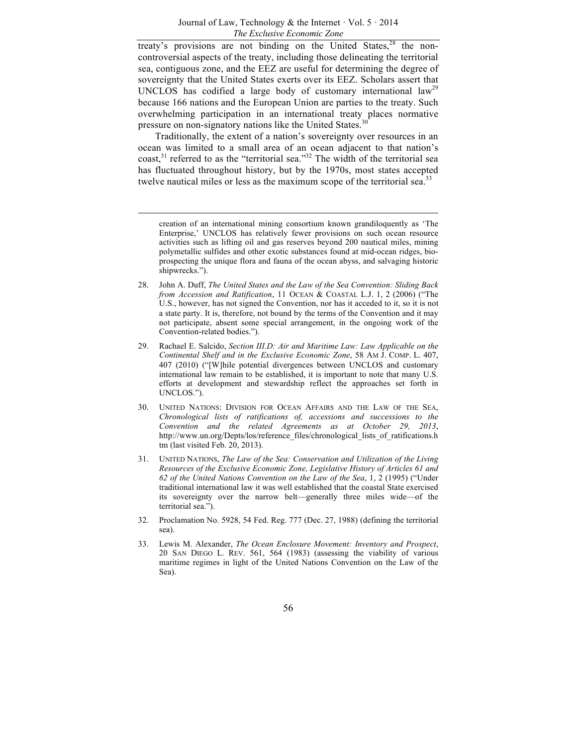treaty's provisions are not binding on the United States,[28] the non-controversial aspects of the treaty, including those delineating the territorial sea, contiguous zone, and the EEZ are useful for determining the degree of sovereignty that the United States exerts over its EEZ. Scholars assert that UNCLOS has codified a large body of customary international law[29] because 166 nations and the European Union are parties to the treaty. Such overwhelming participation in an international treaty places normative pressure on non-signatory nations like the United States.[30]

Traditionally, the extent of a nation's sovereignty over resources in an ocean was limited to a small area of an ocean adjacent to that nation's coast,[31] referred to as the "territorial sea."[32] The width of the territorial sea has fluctuated throughout history, but by the 1970s, most states accepted twelve nautical miles or less as the maximum scope of the territorial sea.[33]

---

creation of an international mining consortium known grandiloquently as 'The Enterprise,' UNCLOS has relatively fewer provisions on such ocean resource activities such as lifting oil and gas reserves beyond 200 nautical miles, mining polymetallic sulfides and other exotic substances found at mid-ocean ridges, bio-prospecting the unique flora and fauna of the ocean abyss, and salvaging historic shipwrecks.").

28. John A. Duff, *The United States and the Law of the Sea Convention: Sliding Back from Accession and Ratification*, 11 OCEAN & COASTAL L.J. 1, 2 (2006) ("The U.S., however, has not signed the Convention, nor has it acceded to it, so it is not a state party. It is, therefore, not bound by the terms of the Convention and it may not participate, absent some special arrangement, in the ongoing work of the Convention-related bodies.").

29. Rachael E. Salcido, *Section III.D: Air and Maritime Law: Law Applicable on the Continental Shelf and in the Exclusive Economic Zone*, 58 AM J. COMP. L. 407, 407 (2010) ("[W]hile potential divergences between UNCLOS and customary international law remain to be established, it is important to note that many U.S. efforts at development and stewardship reflect the approaches set forth in UNCLOS.").

30. UNITED NATIONS: DIVISION FOR OCEAN AFFAIRS AND THE LAW OF THE SEA, *Chronological lists of ratifications of, accessions and successions to the Convention and the related Agreements as at October 29, 2013*, http://www.un.org/Depts/los/reference_files/chronological_lists_of_ratifications.htm (last visited Feb. 20, 2013).

31. UNITED NATIONS, *The Law of the Sea: Conservation and Utilization of the Living Resources of the Exclusive Economic Zone, Legislative History of Articles 61 and 62 of the United Nations Convention on the Law of the Sea*, 1, 2 (1995) ("Under traditional international law it was well established that the coastal State exercised its sovereignty over the narrow belt—generally three miles wide—of the territorial sea.").

32. Proclamation No. 5928, 54 Fed. Reg. 777 (Dec. 27, 1988) (defining the territorial sea).

33. Lewis M. Alexander, *The Ocean Enclosure Movement: Inventory and Prospect*, 20 SAN DIEGO L. REV. 561, 564 (1983) (assessing the viability of various maritime regimes in light of the United Nations Convention on the Law of the Sea).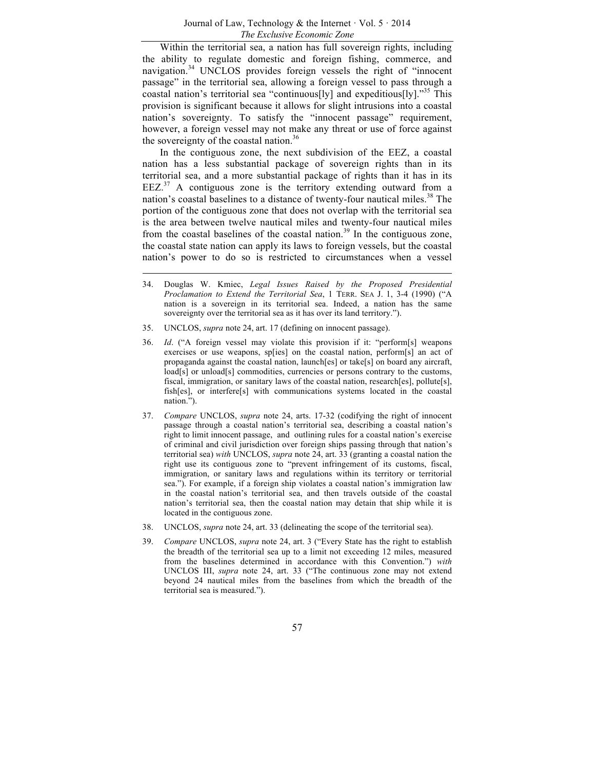Within the territorial sea, a nation has full sovereign rights, including the ability to regulate domestic and foreign fishing, commerce, and navigation.[34] UNCLOS provides foreign vessels the right of "innocent passage" in the territorial sea, allowing a foreign vessel to pass through a coastal nation's territorial sea "continuous[ly] and expeditious[ly]."[35] This provision is significant because it allows for slight intrusions into a coastal nation's sovereignty. To satisfy the "innocent passage" requirement, however, a foreign vessel may not make any threat or use of force against the sovereignty of the coastal nation.[36]

In the contiguous zone, the next subdivision of the EEZ, a coastal nation has a less substantial package of sovereign rights than in its territorial sea, and a more substantial package of rights than it has in its EEZ.[37] A contiguous zone is the territory extending outward from a nation's coastal baselines to a distance of twenty-four nautical miles.[38] The portion of the contiguous zone that does not overlap with the territorial sea is the area between twelve nautical miles and twenty-four nautical miles from the coastal baselines of the coastal nation.[39] In the contiguous zone, the coastal state nation can apply its laws to foreign vessels, but the coastal nation's power to do so is restricted to circumstances when a vessel

---

34. Douglas W. Kmiec, *Legal Issues Raised by the Proposed Presidential Proclamation to Extend the Territorial Sea*, 1 TERR. SEA J. 1, 3-4 (1990) ("A nation is a sovereign in its territorial sea. Indeed, a nation has the same sovereignty over the territorial sea as it has over its land territory.").

35. UNCLOS, *supra* note 24, art. 17 (defining on innocent passage).

36. *Id*. ("A foreign vessel may violate this provision if it: "perform[s] weapons exercises or use weapons, sp[ies] on the coastal nation, perform[s] an act of propaganda against the coastal nation, launch[es] or take[s] on board any aircraft, load[s] or unload[s] commodities, currencies or persons contrary to the customs, fiscal, immigration, or sanitary laws of the coastal nation, research[es], pollute[s], fish[es], or interfere[s] with communications systems located in the coastal nation.").

37. *Compare* UNCLOS, *supra* note 24, arts. 17-32 (codifying the right of innocent passage through a coastal nation's territorial sea, describing a coastal nation's right to limit innocent passage, and outlining rules for a coastal nation's exercise of criminal and civil jurisdiction over foreign ships passing through that nation's territorial sea) *with* UNCLOS, *supra* note 24, art. 33 (granting a coastal nation the right use its contiguous zone to "prevent infringement of its customs, fiscal, immigration, or sanitary laws and regulations within its territory or territorial sea."). For example, if a foreign ship violates a coastal nation's immigration law in the coastal nation's territorial sea, and then travels outside of the coastal nation's territorial sea, then the coastal nation may detain that ship while it is located in the contiguous zone.

38. UNCLOS, *supra* note 24, art. 33 (delineating the scope of the territorial sea).

39. *Compare* UNCLOS, *supra* note 24, art. 3 ("Every State has the right to establish the breadth of the territorial sea up to a limit not exceeding 12 miles, measured from the baselines determined in accordance with this Convention.") *with* UNCLOS III, *supra* note 24, art. 33 ("The continuous zone may not extend beyond 24 nautical miles from the baselines from which the breadth of the territorial sea is measured.").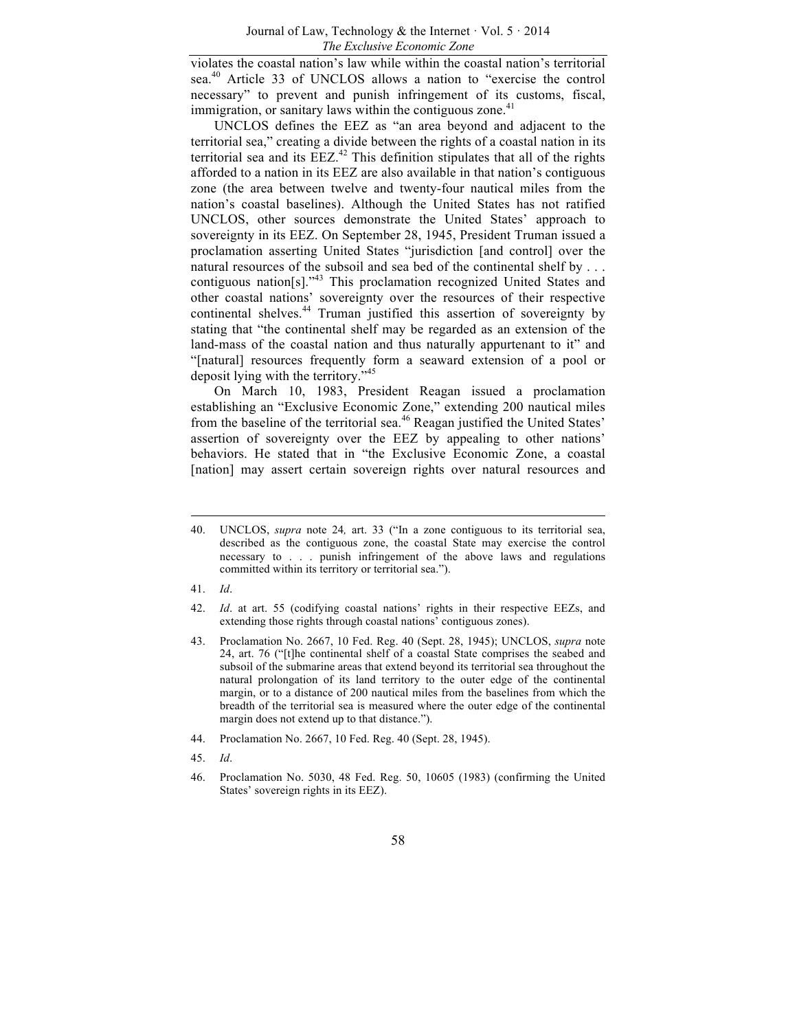violates the coastal nation's law while within the coastal nation's territorial sea.[40] Article 33 of UNCLOS allows a nation to "exercise the control necessary" to prevent and punish infringement of its customs, fiscal, immigration, or sanitary laws within the contiguous zone.[41]

UNCLOS defines the EEZ as "an area beyond and adjacent to the territorial sea," creating a divide between the rights of a coastal nation in its territorial sea and its EEZ.[42] This definition stipulates that all of the rights afforded to a nation in its EEZ are also available in that nation's contiguous zone (the area between twelve and twenty-four nautical miles from the nation's coastal baselines). Although the United States has not ratified UNCLOS, other sources demonstrate the United States' approach to sovereignty in its EEZ. On September 28, 1945, President Truman issued a proclamation asserting United States "jurisdiction [and control] over the natural resources of the subsoil and sea bed of the continental shelf by . . . contiguous nation[s]."[43] This proclamation recognized United States and other coastal nations' sovereignty over the resources of their respective continental shelves.[44] Truman justified this assertion of sovereignty by stating that "the continental shelf may be regarded as an extension of the land-mass of the coastal nation and thus naturally appurtenant to it" and "[natural] resources frequently form a seaward extension of a pool or deposit lying with the territory."[45]

On March 10, 1983, President Reagan issued a proclamation establishing an "Exclusive Economic Zone," extending 200 nautical miles from the baseline of the territorial sea.[46] Reagan justified the United States' assertion of sovereignty over the EEZ by appealing to other nations' behaviors. He stated that in "the Exclusive Economic Zone, a coastal [nation] may assert certain sovereign rights over natural resources and

---

40. UNCLOS, *supra* note 24, art. 33 ("In a zone contiguous to its territorial sea, described as the contiguous zone, the coastal State may exercise the control necessary to . . . punish infringement of the above laws and regulations committed within its territory or territorial sea.").

41. *Id*.

42. *Id*. at art. 55 (codifying coastal nations' rights in their respective EEZs, and extending those rights through coastal nations' contiguous zones).

43. Proclamation No. 2667, 10 Fed. Reg. 40 (Sept. 28, 1945); UNCLOS, *supra* note 24, art. 76 ("[t]he continental shelf of a coastal State comprises the seabed and subsoil of the submarine areas that extend beyond its territorial sea throughout the natural prolongation of its land territory to the outer edge of the continental margin, or to a distance of 200 nautical miles from the baselines from which the breadth of the territorial sea is measured where the outer edge of the continental margin does not extend up to that distance.").

44. Proclamation No. 2667, 10 Fed. Reg. 40 (Sept. 28, 1945).

45. *Id*.

46. Proclamation No. 5030, 48 Fed. Reg. 50, 10605 (1983) (confirming the United States' sovereign rights in its EEZ).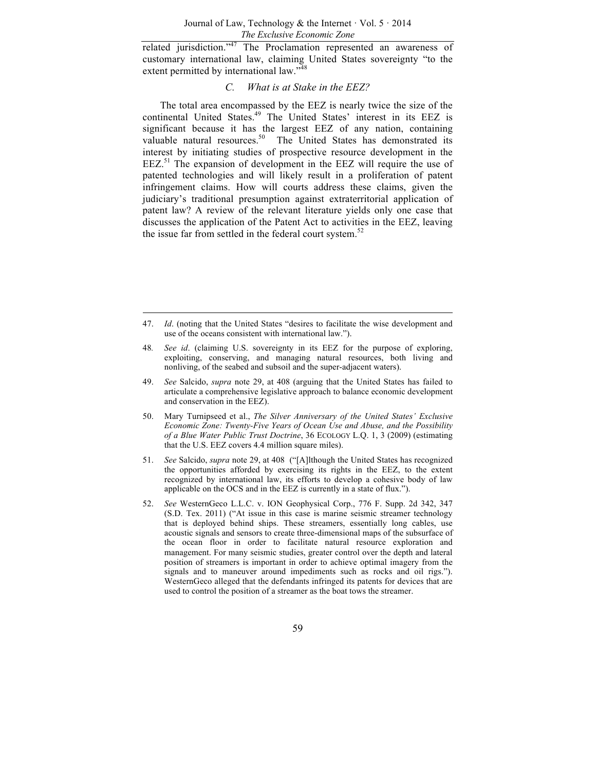related jurisdiction."[47] The Proclamation represented an awareness of customary international law, claiming United States sovereignty "to the extent permitted by international law."[48]

### *C. What is at Stake in the EEZ?*

The total area encompassed by the EEZ is nearly twice the size of the continental United States.[49] The United States' interest in its EEZ is significant because it has the largest EEZ of any nation, containing valuable natural resources.[50] The United States has demonstrated its interest by initiating studies of prospective resource development in the EEZ.[51] The expansion of development in the EEZ will require the use of patented technologies and will likely result in a proliferation of patent infringement claims. How will courts address these claims, given the judiciary's traditional presumption against extraterritorial application of patent law? A review of the relevant literature yields only one case that discusses the application of the Patent Act to activities in the EEZ, leaving the issue far from settled in the federal court system.[52]

---

47. *Id*. (noting that the United States "desires to facilitate the wise development and use of the oceans consistent with international law.").

48. *See id*. (claiming U.S. sovereignty in its EEZ for the purpose of exploring, exploiting, conserving, and managing natural resources, both living and nonliving, of the seabed and subsoil and the super-adjacent waters).

49. *See* Salcido, *supra* note 29, at 408 (arguing that the United States has failed to articulate a comprehensive legislative approach to balance economic development and conservation in the EEZ).

50. Mary Turnipseed et al., *The Silver Anniversary of the United States' Exclusive Economic Zone: Twenty-Five Years of Ocean Use and Abuse, and the Possibility of a Blue Water Public Trust Doctrine*, 36 ECOLOGY L.Q. 1, 3 (2009) (estimating that the U.S. EEZ covers 4.4 million square miles).

51. *See* Salcido, *supra* note 29, at 408 ("[A]lthough the United States has recognized the opportunities afforded by exercising its rights in the EEZ, to the extent recognized by international law, its efforts to develop a cohesive body of law applicable on the OCS and in the EEZ is currently in a state of flux.").

52. *See* WesternGeco L.L.C. v. ION Geophysical Corp., 776 F. Supp. 2d 342, 347 (S.D. Tex. 2011) ("At issue in this case is marine seismic streamer technology that is deployed behind ships. These streamers, essentially long cables, use acoustic signals and sensors to create three-dimensional maps of the subsurface of the ocean floor in order to facilitate natural resource exploration and management. For many seismic studies, greater control over the depth and lateral position of streamers is important in order to achieve optimal imagery from the signals and to maneuver around impediments such as rocks and oil rigs."). WesternGeco alleged that the defendants infringed its patents for devices that are used to control the position of a streamer as the boat tows the streamer.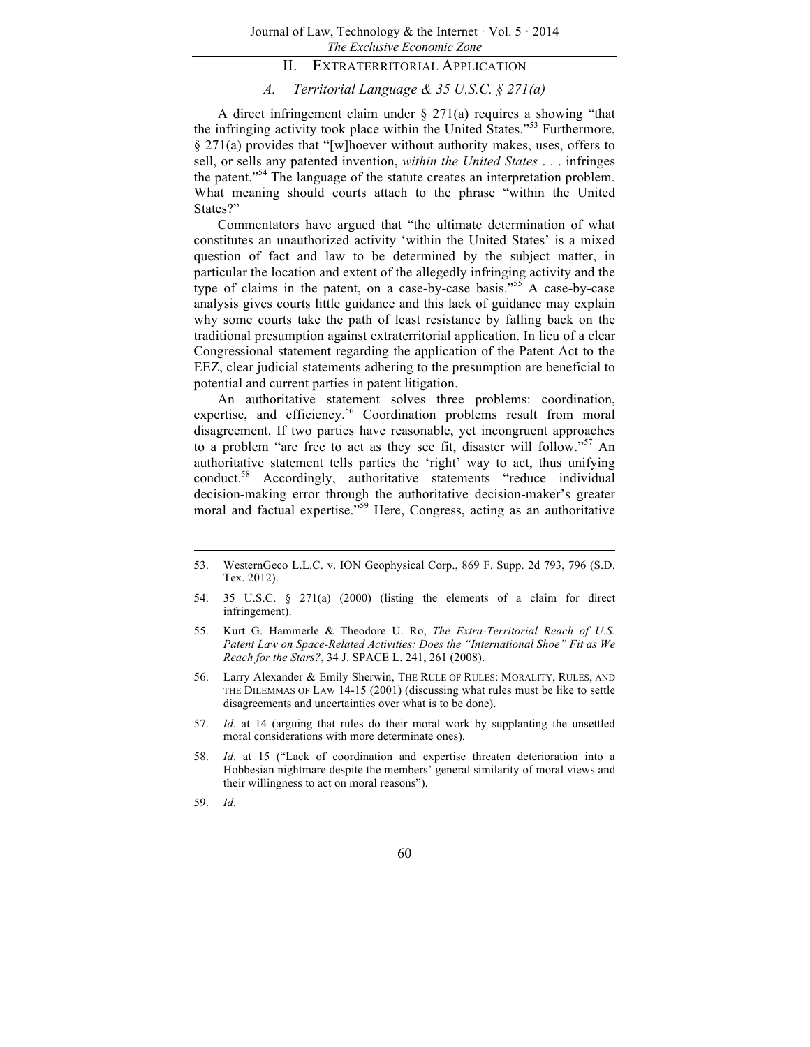## II. Extraterritorial Application

### *A. Territorial Language & 35 U.S.C. § 271(a)*

A direct infringement claim under § 271(a) requires a showing "that the infringing activity took place within the United States."[53] Furthermore, § 271(a) provides that "[w]hoever without authority makes, uses, offers to sell, or sells any patented invention, *within the United States* . . . infringes the patent."[54] The language of the statute creates an interpretation problem. What meaning should courts attach to the phrase "within the United States?"

Commentators have argued that "the ultimate determination of what constitutes an unauthorized activity 'within the United States' is a mixed question of fact and law to be determined by the subject matter, in particular the location and extent of the allegedly infringing activity and the type of claims in the patent, on a case-by-case basis."[55] A case-by-case analysis gives courts little guidance and this lack of guidance may explain why some courts take the path of least resistance by falling back on the traditional presumption against extraterritorial application. In lieu of a clear Congressional statement regarding the application of the Patent Act to the EEZ, clear judicial statements adhering to the presumption are beneficial to potential and current parties in patent litigation.

An authoritative statement solves three problems: coordination, expertise, and efficiency.[56] Coordination problems result from moral disagreement. If two parties have reasonable, yet incongruent approaches to a problem "are free to act as they see fit, disaster will follow."[57] An authoritative statement tells parties the 'right' way to act, thus unifying conduct.[58] Accordingly, authoritative statements "reduce individual decision-making error through the authoritative decision-maker's greater moral and factual expertise."[59] Here, Congress, acting as an authoritative

---

53. WesternGeco L.L.C. v. ION Geophysical Corp., 869 F. Supp. 2d 793, 796 (S.D. Tex. 2012).

54. 35 U.S.C. § 271(a) (2000) (listing the elements of a claim for direct infringement).

55. Kurt G. Hammerle & Theodore U. Ro, *The Extra-Territorial Reach of U.S. Patent Law on Space-Related Activities: Does the "International Shoe" Fit as We Reach for the Stars?*, 34 J. SPACE L. 241, 261 (2008).

56. Larry Alexander & Emily Sherwin, THE RULE OF RULES: MORALITY, RULES, AND THE DILEMMAS OF LAW 14-15 (2001) (discussing what rules must be like to settle disagreements and uncertainties over what is to be done).

57. *Id*. at 14 (arguing that rules do their moral work by supplanting the unsettled moral considerations with more determinate ones).

58. *Id*. at 15 ("Lack of coordination and expertise threaten deterioration into a Hobbesian nightmare despite the members' general similarity of moral views and their willingness to act on moral reasons").

59. *Id*.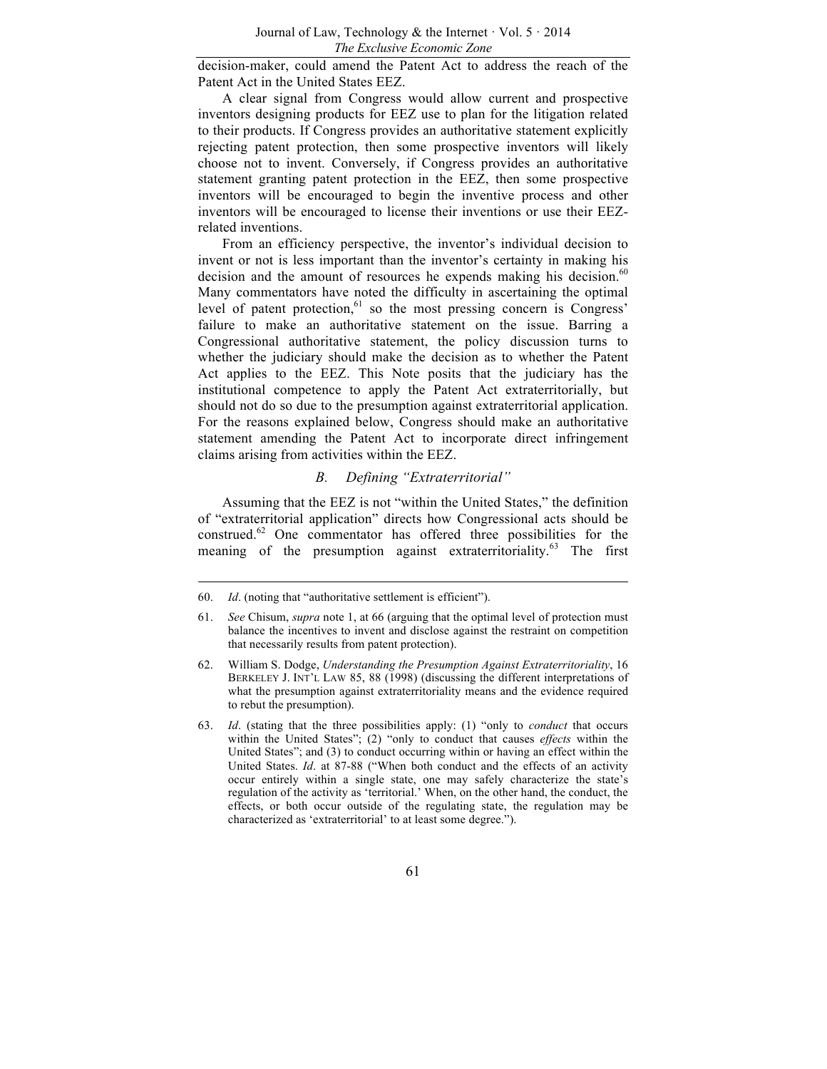decision-maker, could amend the Patent Act to address the reach of the Patent Act in the United States EEZ.

A clear signal from Congress would allow current and prospective inventors designing products for EEZ use to plan for the litigation related to their products. If Congress provides an authoritative statement explicitly rejecting patent protection, then some prospective inventors will likely choose not to invent. Conversely, if Congress provides an authoritative statement granting patent protection in the EEZ, then some prospective inventors will be encouraged to begin the inventive process and other inventors will be encouraged to license their inventions or use their EEZ-related inventions.

From an efficiency perspective, the inventor's individual decision to invent or not is less important than the inventor's certainty in making his decision and the amount of resources he expends making his decision.[60] Many commentators have noted the difficulty in ascertaining the optimal level of patent protection,[61] so the most pressing concern is Congress' failure to make an authoritative statement on the issue. Barring a Congressional authoritative statement, the policy discussion turns to whether the judiciary should make the decision as to whether the Patent Act applies to the EEZ. This Note posits that the judiciary has the institutional competence to apply the Patent Act extraterritorially, but should not do so due to the presumption against extraterritorial application. For the reasons explained below, Congress should make an authoritative statement amending the Patent Act to incorporate direct infringement claims arising from activities within the EEZ.

### *B. Defining "Extraterritorial"*

Assuming that the EEZ is not "within the United States," the definition of "extraterritorial application" directs how Congressional acts should be construed.[62] One commentator has offered three possibilities for the meaning of the presumption against extraterritoriality.[63] The first

---

60. *Id*. (noting that "authoritative settlement is efficient").

61. *See* Chisum, *supra* note 1, at 66 (arguing that the optimal level of protection must balance the incentives to invent and disclose against the restraint on competition that necessarily results from patent protection).

62. William S. Dodge, *Understanding the Presumption Against Extraterritoriality*, 16 BERKELEY J. INT'L LAW 85, 88 (1998) (discussing the different interpretations of what the presumption against extraterritoriality means and the evidence required to rebut the presumption).

63. *Id*. (stating that the three possibilities apply: (1) "only to *conduct* that occurs within the United States"; (2) "only to conduct that causes *effects* within the United States"; and (3) to conduct occurring within or having an effect within the United States. *Id*. at 87-88 ("When both conduct and the effects of an activity occur entirely within a single state, one may safely characterize the state's regulation of the activity as 'territorial.' When, on the other hand, the conduct, the effects, or both occur outside of the regulating state, the regulation may be characterized as 'extraterritorial' to at least some degree.").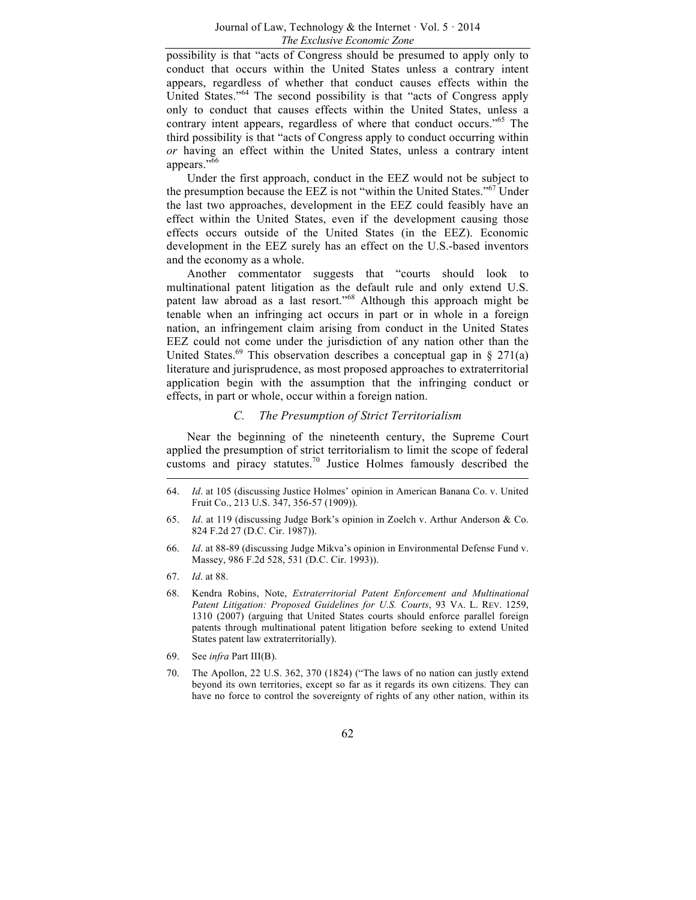possibility is that "acts of Congress should be presumed to apply only to conduct that occurs within the United States unless a contrary intent appears, regardless of whether that conduct causes effects within the United States."[64] The second possibility is that "acts of Congress apply only to conduct that causes effects within the United States, unless a contrary intent appears, regardless of where that conduct occurs."[65] The third possibility is that "acts of Congress apply to conduct occurring within *or* having an effect within the United States, unless a contrary intent appears."[66]

Under the first approach, conduct in the EEZ would not be subject to the presumption because the EEZ is not "within the United States."[67] Under the last two approaches, development in the EEZ could feasibly have an effect within the United States, even if the development causing those effects occurs outside of the United States (in the EEZ). Economic development in the EEZ surely has an effect on the U.S.-based inventors and the economy as a whole.

Another commentator suggests that "courts should look to multinational patent litigation as the default rule and only extend U.S. patent law abroad as a last resort."[68] Although this approach might be tenable when an infringing act occurs in part or in whole in a foreign nation, an infringement claim arising from conduct in the United States EEZ could not come under the jurisdiction of any nation other than the United States.[69] This observation describes a conceptual gap in § 271(a) literature and jurisprudence, as most proposed approaches to extraterritorial application begin with the assumption that the infringing conduct or effects, in part or whole, occur within a foreign nation.

### *C. The Presumption of Strict Territorialism*

Near the beginning of the nineteenth century, the Supreme Court applied the presumption of strict territorialism to limit the scope of federal customs and piracy statutes.[70] Justice Holmes famously described the

---

64. *Id*. at 105 (discussing Justice Holmes' opinion in American Banana Co. v. United Fruit Co., 213 U.S. 347, 356-57 (1909)).

65. *Id*. at 119 (discussing Judge Bork's opinion in Zoelch v. Arthur Anderson & Co. 824 F.2d 27 (D.C. Cir. 1987)).

66. *Id*. at 88-89 (discussing Judge Mikva's opinion in Environmental Defense Fund v. Massey, 986 F.2d 528, 531 (D.C. Cir. 1993)).

67. *Id*. at 88.

68. Kendra Robins, Note, *Extraterritorial Patent Enforcement and Multinational Patent Litigation: Proposed Guidelines for U.S. Courts*, 93 VA. L. REV. 1259, 1310 (2007) (arguing that United States courts should enforce parallel foreign patents through multinational patent litigation before seeking to extend United States patent law extraterritorially).

69. See *infra* Part III(B).

70. The Apollon, 22 U.S. 362, 370 (1824) ("The laws of no nation can justly extend beyond its own territories, except so far as it regards its own citizens. They can have no force to control the sovereignty of rights of any other nation, within its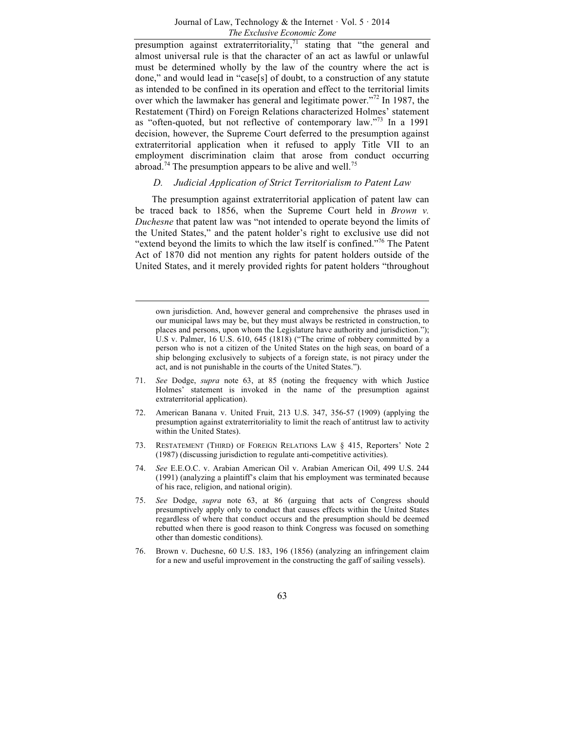presumption against extraterritoriality,[71] stating that "the general and almost universal rule is that the character of an act as lawful or unlawful must be determined wholly by the law of the country where the act is done," and would lead in "case[s] of doubt, to a construction of any statute as intended to be confined in its operation and effect to the territorial limits over which the lawmaker has general and legitimate power."[72] In 1987, the Restatement (Third) on Foreign Relations characterized Holmes' statement as "often-quoted, but not reflective of contemporary law."[73] In a 1991 decision, however, the Supreme Court deferred to the presumption against extraterritorial application when it refused to apply Title VII to an employment discrimination claim that arose from conduct occurring abroad.[74] The presumption appears to be alive and well.[75]

### *D. Judicial Application of Strict Territorialism to Patent Law*

The presumption against extraterritorial application of patent law can be traced back to 1856, when the Supreme Court held in *Brown v. Duchesne* that patent law was "not intended to operate beyond the limits of the United States," and the patent holder's right to exclusive use did not "extend beyond the limits to which the law itself is confined."[76] The Patent Act of 1870 did not mention any rights for patent holders outside of the United States, and it merely provided rights for patent holders "throughout

---

own jurisdiction. And, however general and comprehensive the phrases used in our municipal laws may be, but they must always be restricted in construction, to places and persons, upon whom the Legislature have authority and jurisdiction."); U.S v. Palmer, 16 U.S. 610, 645 (1818) ("The crime of robbery committed by a person who is not a citizen of the United States on the high seas, on board of a ship belonging exclusively to subjects of a foreign state, is not piracy under the act, and is not punishable in the courts of the United States.").

71. *See* Dodge, *supra* note 63, at 85 (noting the frequency with which Justice Holmes' statement is invoked in the name of the presumption against extraterritorial application).

72. American Banana v. United Fruit, 213 U.S. 347, 356-57 (1909) (applying the presumption against extraterritoriality to limit the reach of antitrust law to activity within the United States).

73. RESTATEMENT (THIRD) OF FOREIGN RELATIONS LAW § 415, Reporters' Note 2 (1987) (discussing jurisdiction to regulate anti-competitive activities).

74. *See* E.E.O.C. v. Arabian American Oil v. Arabian American Oil, 499 U.S. 244 (1991) (analyzing a plaintiff's claim that his employment was terminated because of his race, religion, and national origin).

75. *See* Dodge, *supra* note 63, at 86 (arguing that acts of Congress should presumptively apply only to conduct that causes effects within the United States regardless of where that conduct occurs and the presumption should be deemed rebutted when there is good reason to think Congress was focused on something other than domestic conditions).

76. Brown v. Duchesne, 60 U.S. 183, 196 (1856) (analyzing an infringement claim for a new and useful improvement in the constructing the gaff of sailing vessels).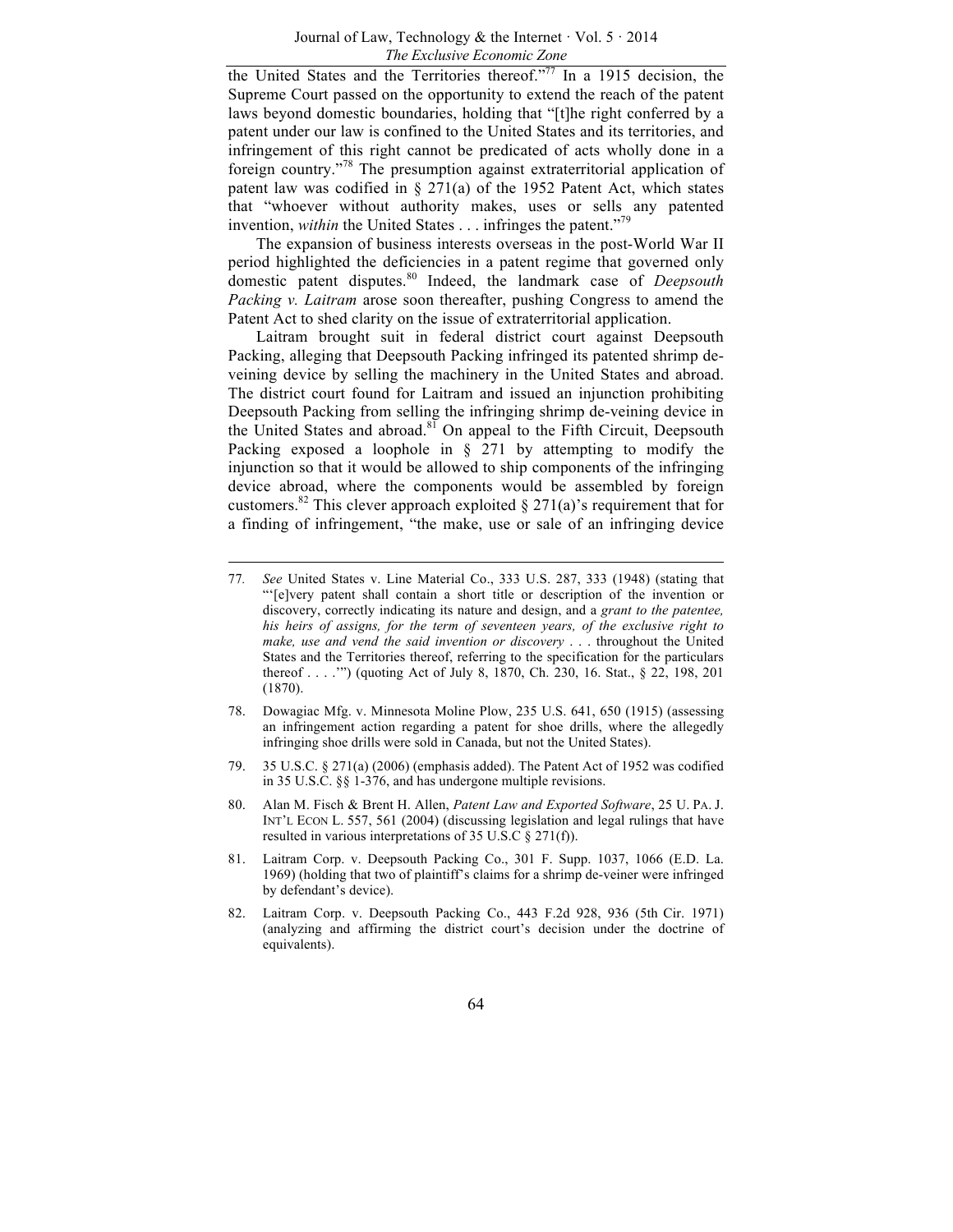the United States and the Territories thereof."[77] In a 1915 decision, the Supreme Court passed on the opportunity to extend the reach of the patent laws beyond domestic boundaries, holding that "[t]he right conferred by a patent under our law is confined to the United States and its territories, and infringement of this right cannot be predicated of acts wholly done in a foreign country."[78] The presumption against extraterritorial application of patent law was codified in § 271(a) of the 1952 Patent Act, which states that "whoever without authority makes, uses or sells any patented invention, *within* the United States . . . infringes the patent."[79]

The expansion of business interests overseas in the post-World War II period highlighted the deficiencies in a patent regime that governed only domestic patent disputes.[80] Indeed, the landmark case of *Deepsouth Packing v. Laitram* arose soon thereafter, pushing Congress to amend the Patent Act to shed clarity on the issue of extraterritorial application.

Laitram brought suit in federal district court against Deepsouth Packing, alleging that Deepsouth Packing infringed its patented shrimp de-veining device by selling the machinery in the United States and abroad. The district court found for Laitram and issued an injunction prohibiting Deepsouth Packing from selling the infringing shrimp de-veining device in the United States and abroad.[81] On appeal to the Fifth Circuit, Deepsouth Packing exposed a loophole in § 271 by attempting to modify the injunction so that it would be allowed to ship components of the infringing device abroad, where the components would be assembled by foreign customers.[82] This clever approach exploited § 271(a)'s requirement that for a finding of infringement, "the make, use or sale of an infringing device

---

77. *See* United States v. Line Material Co., 333 U.S. 287, 333 (1948) (stating that "'[e]very patent shall contain a short title or description of the invention or discovery, correctly indicating its nature and design, and a *grant to the patentee, his heirs of assigns, for the term of seventeen years, of the exclusive right to make, use and vend the said invention or discovery* . . . throughout the United States and the Territories thereof, referring to the specification for the particulars thereof . . . .'") (quoting Act of July 8, 1870, Ch. 230, 16. Stat., § 22, 198, 201 (1870).

78. Dowagiac Mfg. v. Minnesota Moline Plow, 235 U.S. 641, 650 (1915) (assessing an infringement action regarding a patent for shoe drills, where the allegedly infringing shoe drills were sold in Canada, but not the United States).

79. 35 U.S.C. § 271(a) (2006) (emphasis added). The Patent Act of 1952 was codified in 35 U.S.C. §§ 1-376, and has undergone multiple revisions.

80. Alan M. Fisch & Brent H. Allen, *Patent Law and Exported Software*, 25 U. PA. J. INT'L ECON L. 557, 561 (2004) (discussing legislation and legal rulings that have resulted in various interpretations of 35 U.S.C § 271(f)).

81. Laitram Corp. v. Deepsouth Packing Co., 301 F. Supp. 1037, 1066 (E.D. La. 1969) (holding that two of plaintiff's claims for a shrimp de-veiner were infringed by defendant's device).

82. Laitram Corp. v. Deepsouth Packing Co., 443 F.2d 928, 936 (5th Cir. 1971) (analyzing and affirming the district court's decision under the doctrine of equivalents).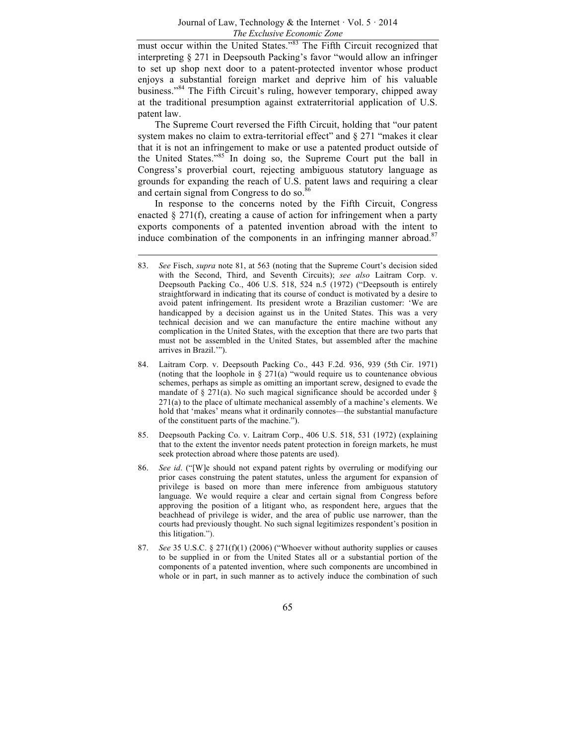must occur within the United States."[83] The Fifth Circuit recognized that interpreting § 271 in Deepsouth Packing's favor "would allow an infringer to set up shop next door to a patent-protected inventor whose product enjoys a substantial foreign market and deprive him of his valuable business."[84] The Fifth Circuit's ruling, however temporary, chipped away at the traditional presumption against extraterritorial application of U.S. patent law.

The Supreme Court reversed the Fifth Circuit, holding that "our patent system makes no claim to extra-territorial effect" and § 271 "makes it clear that it is not an infringement to make or use a patented product outside of the United States."[85] In doing so, the Supreme Court put the ball in Congress's proverbial court, rejecting ambiguous statutory language as grounds for expanding the reach of U.S. patent laws and requiring a clear and certain signal from Congress to do so.[86]

In response to the concerns noted by the Fifth Circuit, Congress enacted § 271(f), creating a cause of action for infringement when a party exports components of a patented invention abroad with the intent to induce combination of the components in an infringing manner abroad.[87]

---

83. *See* Fisch, *supra* note 81, at 563 (noting that the Supreme Court's decision sided with the Second, Third, and Seventh Circuits); *see also* Laitram Corp. v. Deepsouth Packing Co., 406 U.S. 518, 524 n.5 (1972) ("Deepsouth is entirely straightforward in indicating that its course of conduct is motivated by a desire to avoid patent infringement. Its president wrote a Brazilian customer: 'We are handicapped by a decision against us in the United States. This was a very technical decision and we can manufacture the entire machine without any complication in the United States, with the exception that there are two parts that must not be assembled in the United States, but assembled after the machine arrives in Brazil.'").

84. Laitram Corp. v. Deepsouth Packing Co., 443 F.2d. 936, 939 (5th Cir. 1971) (noting that the loophole in § 271(a) "would require us to countenance obvious schemes, perhaps as simple as omitting an important screw, designed to evade the mandate of § 271(a). No such magical significance should be accorded under § 271(a) to the place of ultimate mechanical assembly of a machine's elements. We hold that 'makes' means what it ordinarily connotes—the substantial manufacture of the constituent parts of the machine.").

85. Deepsouth Packing Co. v. Laitram Corp., 406 U.S. 518, 531 (1972) (explaining that to the extent the inventor needs patent protection in foreign markets, he must seek protection abroad where those patents are used).

86. *See id*. ("[W]e should not expand patent rights by overruling or modifying our prior cases construing the patent statutes, unless the argument for expansion of privilege is based on more than mere inference from ambiguous statutory language. We would require a clear and certain signal from Congress before approving the position of a litigant who, as respondent here, argues that the beachhead of privilege is wider, and the area of public use narrower, than the courts had previously thought. No such signal legitimizes respondent's position in this litigation.").

87. *See* 35 U.S.C. § 271(f)(1) (2006) ("Whoever without authority supplies or causes to be supplied in or from the United States all or a substantial portion of the components of a patented invention, where such components are uncombined in whole or in part, in such manner as to actively induce the combination of such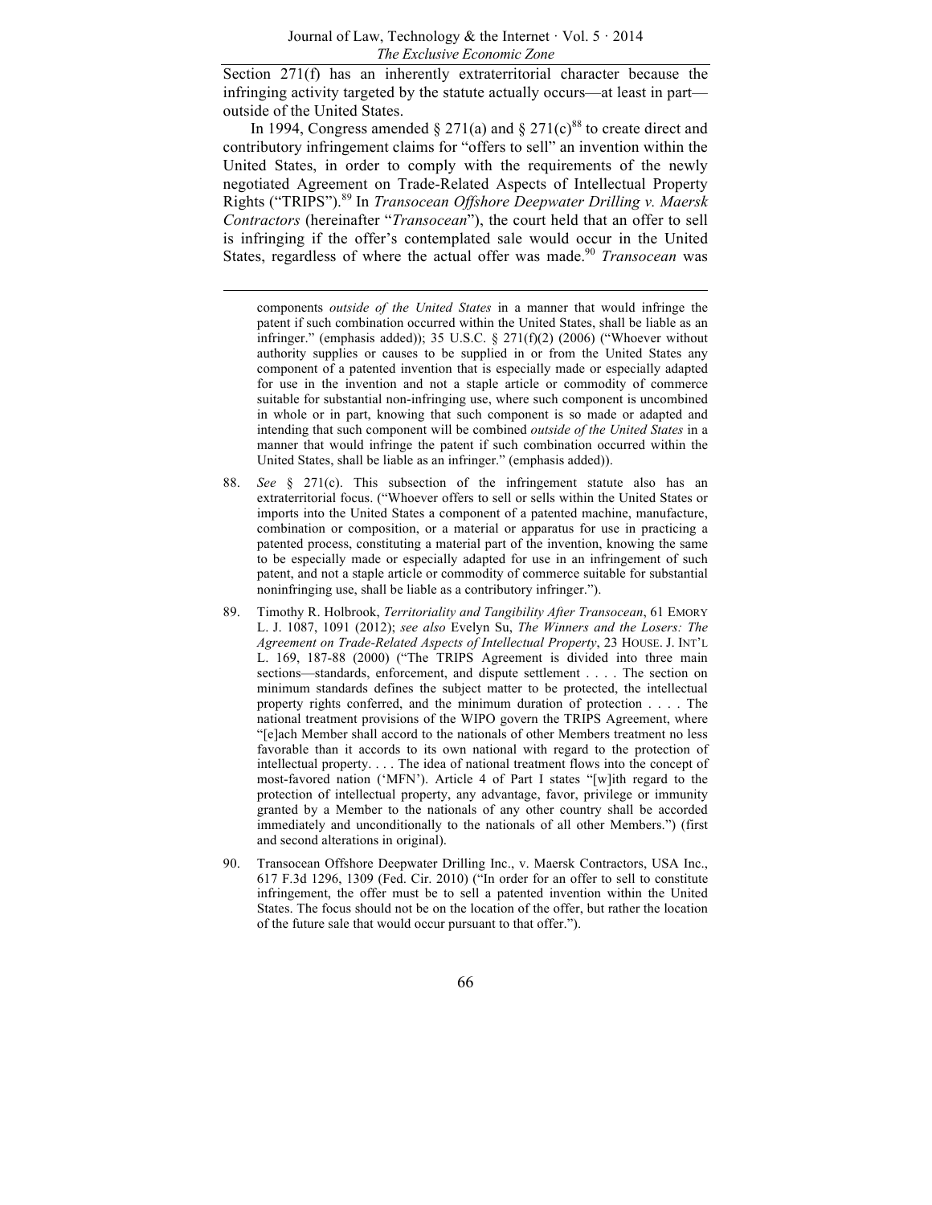Section 271(f) has an inherently extraterritorial character because the infringing activity targeted by the statute actually occurs—at least in part—outside of the United States.

In 1994, Congress amended § 271(a) and § 271(c)[88] to create direct and contributory infringement claims for "offers to sell" an invention within the United States, in order to comply with the requirements of the newly negotiated Agreement on Trade-Related Aspects of Intellectual Property Rights ("TRIPS").[89] In *Transocean Offshore Deepwater Drilling v. Maersk Contractors* (hereinafter "*Transocean*"), the court held that an offer to sell is infringing if the offer's contemplated sale would occur in the United States, regardless of where the actual offer was made.[90] *Transocean* was

---

components *outside of the United States* in a manner that would infringe the patent if such combination occurred within the United States, shall be liable as an infringer." (emphasis added)); 35 U.S.C. § 271(f)(2) (2006) ("Whoever without authority supplies or causes to be supplied in or from the United States any component of a patented invention that is especially made or especially adapted for use in the invention and not a staple article or commodity of commerce suitable for substantial non-infringing use, where such component is uncombined in whole or in part, knowing that such component is so made or adapted and intending that such component will be combined *outside of the United States* in a manner that would infringe the patent if such combination occurred within the United States, shall be liable as an infringer." (emphasis added)).

88. *See* § 271(c). This subsection of the infringement statute also has an extraterritorial focus. ("Whoever offers to sell or sells within the United States or imports into the United States a component of a patented machine, manufacture, combination or composition, or a material or apparatus for use in practicing a patented process, constituting a material part of the invention, knowing the same to be especially made or especially adapted for use in an infringement of such patent, and not a staple article or commodity of commerce suitable for substantial noninfringing use, shall be liable as a contributory infringer.").

89. Timothy R. Holbrook, *Territoriality and Tangibility After Transocean*, 61 EMORY L. J. 1087, 1091 (2012); *see also* Evelyn Su, *The Winners and the Losers: The Agreement on Trade-Related Aspects of Intellectual Property*, 23 HOUSE. J. INT'L L. 169, 187-88 (2000) ("The TRIPS Agreement is divided into three main sections—standards, enforcement, and dispute settlement . . . . The section on minimum standards defines the subject matter to be protected, the intellectual property rights conferred, and the minimum duration of protection . . . . The national treatment provisions of the WIPO govern the TRIPS Agreement, where "[e]ach Member shall accord to the nationals of other Members treatment no less favorable than it accords to its own national with regard to the protection of intellectual property. . . . The idea of national treatment flows into the concept of most-favored nation ('MFN'). Article 4 of Part I states "[w]ith regard to the protection of intellectual property, any advantage, favor, privilege or immunity granted by a Member to the nationals of any other country shall be accorded immediately and unconditionally to the nationals of all other Members.") (first and second alterations in original).

90. Transocean Offshore Deepwater Drilling Inc., v. Maersk Contractors, USA Inc., 617 F.3d 1296, 1309 (Fed. Cir. 2010) ("In order for an offer to sell to constitute infringement, the offer must be to sell a patented invention within the United States. The focus should not be on the location of the offer, but rather the location of the future sale that would occur pursuant to that offer.").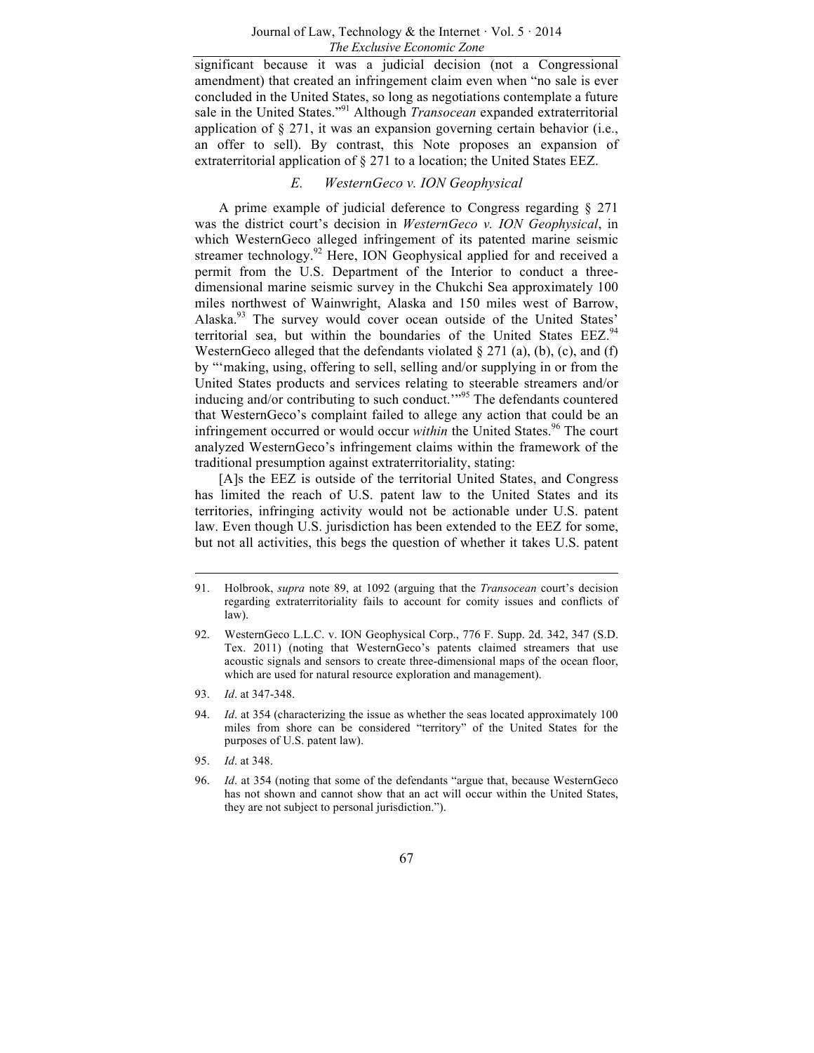significant because it was a judicial decision (not a Congressional amendment) that created an infringement claim even when "no sale is ever concluded in the United States, so long as negotiations contemplate a future sale in the United States."[91] Although *Transocean* expanded extraterritorial application of § 271, it was an expansion governing certain behavior (i.e., an offer to sell). By contrast, this Note proposes an expansion of extraterritorial application of § 271 to a location; the United States EEZ.

### *E. WesternGeco v. ION Geophysical*

A prime example of judicial deference to Congress regarding § 271 was the district court's decision in *WesternGeco v. ION Geophysical*, in which WesternGeco alleged infringement of its patented marine seismic streamer technology.[92] Here, ION Geophysical applied for and received a permit from the U.S. Department of the Interior to conduct a three-dimensional marine seismic survey in the Chukchi Sea approximately 100 miles northwest of Wainwright, Alaska and 150 miles west of Barrow, Alaska.[93] The survey would cover ocean outside of the United States' territorial sea, but within the boundaries of the United States EEZ.[94] WesternGeco alleged that the defendants violated § 271 (a), (b), (c), and (f) by "'making, using, offering to sell, selling and/or supplying in or from the United States products and services relating to steerable streamers and/or inducing and/or contributing to such conduct.'"[95] The defendants countered that WesternGeco's complaint failed to allege any action that could be an infringement occurred or would occur *within* the United States.[96] The court analyzed WesternGeco's infringement claims within the framework of the traditional presumption against extraterritoriality, stating:

[A]s the EEZ is outside of the territorial United States, and Congress has limited the reach of U.S. patent law to the United States and its territories, infringing activity would not be actionable under U.S. patent law. Even though U.S. jurisdiction has been extended to the EEZ for some, but not all activities, this begs the question of whether it takes U.S. patent

---

91. Holbrook, *supra* note 89, at 1092 (arguing that the *Transocean* court's decision regarding extraterritoriality fails to account for comity issues and conflicts of law).

92. WesternGeco L.L.C. v. ION Geophysical Corp., 776 F. Supp. 2d. 342, 347 (S.D. Tex. 2011) (noting that WesternGeco's patents claimed streamers that use acoustic signals and sensors to create three-dimensional maps of the ocean floor, which are used for natural resource exploration and management).

93. *Id*. at 347-348.

94. *Id*. at 354 (characterizing the issue as whether the seas located approximately 100 miles from shore can be considered "territory" of the United States for the purposes of U.S. patent law).

95. *Id*. at 348.

96. *Id*. at 354 (noting that some of the defendants "argue that, because WesternGeco has not shown and cannot show that an act will occur within the United States, they are not subject to personal jurisdiction.").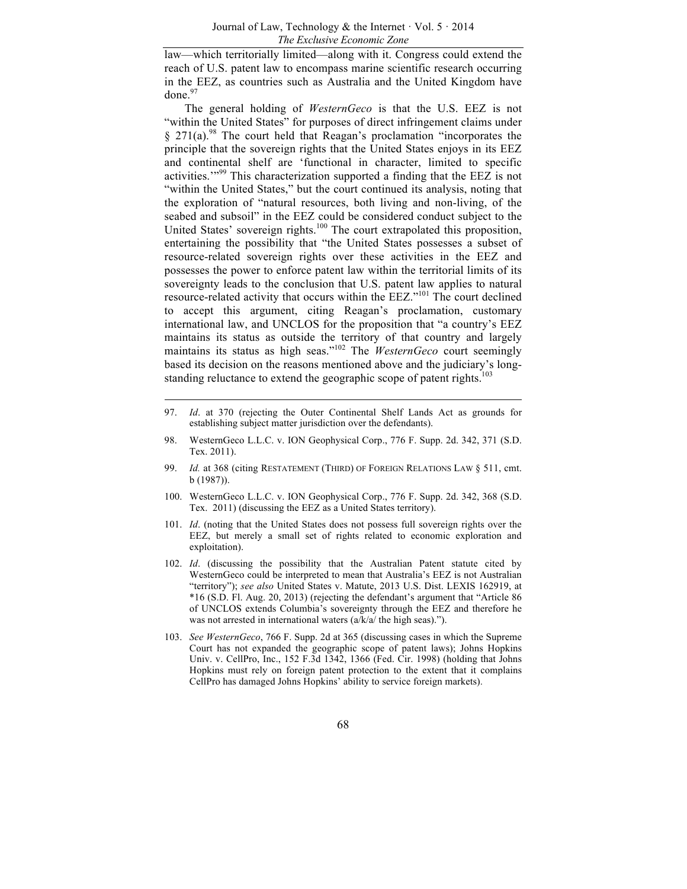law—which territorially limited—along with it. Congress could extend the reach of U.S. patent law to encompass marine scientific research occurring in the EEZ, as countries such as Australia and the United Kingdom have done.[97]

The general holding of *WesternGeco* is that the U.S. EEZ is not "within the United States" for purposes of direct infringement claims under § 271(a).[98] The court held that Reagan's proclamation "incorporates the principle that the sovereign rights that the United States enjoys in its EEZ and continental shelf are 'functional in character, limited to specific activities.'"[99] This characterization supported a finding that the EEZ is not "within the United States," but the court continued its analysis, noting that the exploration of "natural resources, both living and non-living, of the seabed and subsoil" in the EEZ could be considered conduct subject to the United States' sovereign rights.[100] The court extrapolated this proposition, entertaining the possibility that "the United States possesses a subset of resource-related sovereign rights over these activities in the EEZ and possesses the power to enforce patent law within the territorial limits of its sovereignty leads to the conclusion that U.S. patent law applies to natural resource-related activity that occurs within the EEZ."[101] The court declined to accept this argument, citing Reagan's proclamation, customary international law, and UNCLOS for the proposition that "a country's EEZ maintains its status as outside the territory of that country and largely maintains its status as high seas."[102] The *WesternGeco* court seemingly based its decision on the reasons mentioned above and the judiciary's long-standing reluctance to extend the geographic scope of patent rights.[103]

---

97. *Id*. at 370 (rejecting the Outer Continental Shelf Lands Act as grounds for establishing subject matter jurisdiction over the defendants).

98. WesternGeco L.L.C. v. ION Geophysical Corp., 776 F. Supp. 2d. 342, 371 (S.D. Tex. 2011).

99. *Id.* at 368 (citing RESTATEMENT (THIRD) OF FOREIGN RELATIONS LAW § 511, cmt. b (1987)).

100. WesternGeco L.L.C. v. ION Geophysical Corp., 776 F. Supp. 2d. 342, 368 (S.D. Tex. 2011) (discussing the EEZ as a United States territory).

101. *Id*. (noting that the United States does not possess full sovereign rights over the EEZ, but merely a small set of rights related to economic exploration and exploitation).

102. *Id*. (discussing the possibility that the Australian Patent statute cited by WesternGeco could be interpreted to mean that Australia's EEZ is not Australian "territory"); *see also* United States v. Matute, 2013 U.S. Dist. LEXIS 162919, at *16 (S.D. Fl. Aug. 20, 2013) (rejecting the defendant's argument that "Article 86 of UNCLOS extends Columbia's sovereignty through the EEZ and therefore he was not arrested in international waters (a/k/a/ the high seas).").

103. *See WesternGeco*, 766 F. Supp. 2d at 365 (discussing cases in which the Supreme Court has not expanded the geographic scope of patent laws); Johns Hopkins Univ. v. CellPro, Inc., 152 F.3d 1342, 1366 (Fed. Cir. 1998) (holding that Johns Hopkins must rely on foreign patent protection to the extent that it complains CellPro has damaged Johns Hopkins' ability to service foreign markets).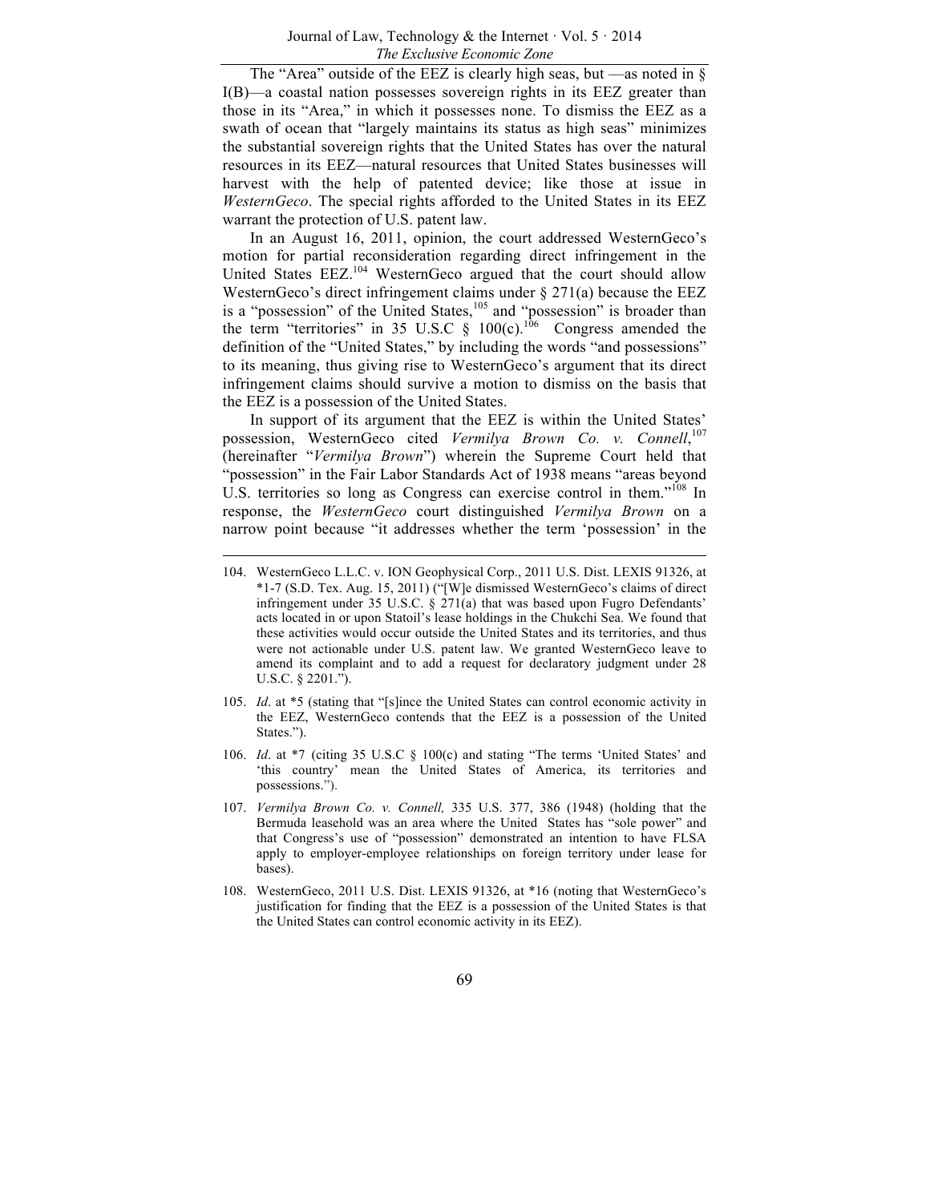The "Area" outside of the EEZ is clearly high seas, but —as noted in § I(B)—a coastal nation possesses sovereign rights in its EEZ greater than those in its "Area," in which it possesses none. To dismiss the EEZ as a swath of ocean that "largely maintains its status as high seas" minimizes the substantial sovereign rights that the United States has over the natural resources in its EEZ—natural resources that United States businesses will harvest with the help of patented device; like those at issue in *WesternGeco*. The special rights afforded to the United States in its EEZ warrant the protection of U.S. patent law.

In an August 16, 2011, opinion, the court addressed WesternGeco's motion for partial reconsideration regarding direct infringement in the United States EEZ.[104] WesternGeco argued that the court should allow WesternGeco's direct infringement claims under § 271(a) because the EEZ is a "possession" of the United States,[105] and "possession" is broader than the term "territories" in 35 U.S.C § 100(c).[106] Congress amended the definition of the "United States," by including the words "and possessions" to its meaning, thus giving rise to WesternGeco's argument that its direct infringement claims should survive a motion to dismiss on the basis that the EEZ is a possession of the United States.

In support of its argument that the EEZ is within the United States' possession, WesternGeco cited *Vermilya Brown Co. v. Connell*,[107] (hereinafter "*Vermilya Brown*") wherein the Supreme Court held that "possession" in the Fair Labor Standards Act of 1938 means "areas beyond U.S. territories so long as Congress can exercise control in them."[108] In response, the *WesternGeco* court distinguished *Vermilya Brown* on a narrow point because "it addresses whether the term 'possession' in the

---

104. WesternGeco L.L.C. v. ION Geophysical Corp., 2011 U.S. Dist. LEXIS 91326, at *1-7 (S.D. Tex. Aug. 15, 2011) ("[W]e dismissed WesternGeco's claims of direct infringement under 35 U.S.C. § 271(a) that was based upon Fugro Defendants' acts located in or upon Statoil's lease holdings in the Chukchi Sea. We found that these activities would occur outside the United States and its territories, and thus were not actionable under U.S. patent law. We granted WesternGeco leave to amend its complaint and to add a request for declaratory judgment under 28 U.S.C. § 2201.").

105. *Id*. at *5 (stating that "[s]ince the United States can control economic activity in the EEZ, WesternGeco contends that the EEZ is a possession of the United States.").

106. *Id*. at *7 (citing 35 U.S.C § 100(c) and stating "The terms 'United States' and 'this country' mean the United States of America, its territories and possessions.").

107. *Vermilya Brown Co. v. Connell,* 335 U.S. 377, 386 (1948) (holding that the Bermuda leasehold was an area where the United States has "sole power" and that Congress's use of "possession" demonstrated an intention to have FLSA apply to employer-employee relationships on foreign territory under lease for bases).

108. WesternGeco, 2011 U.S. Dist. LEXIS 91326, at *16 (noting that WesternGeco's justification for finding that the EEZ is a possession of the United States is that the United States can control economic activity in its EEZ).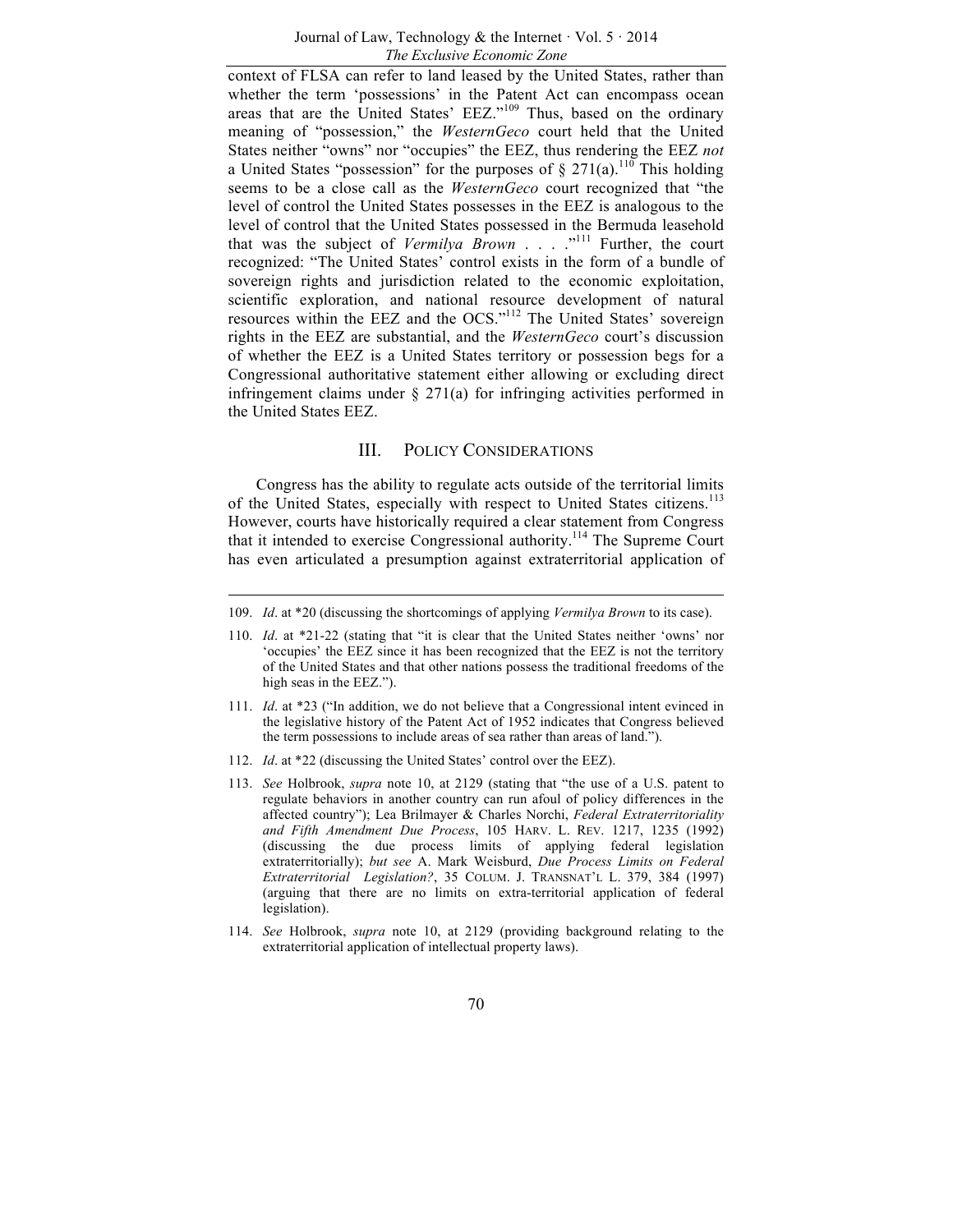context of FLSA can refer to land leased by the United States, rather than whether the term 'possessions' in the Patent Act can encompass ocean areas that are the United States' EEZ."[109] Thus, based on the ordinary meaning of "possession," the *WesternGeco* court held that the United States neither "owns" nor "occupies" the EEZ, thus rendering the EEZ *not* a United States "possession" for the purposes of § 271(a).[110] This holding seems to be a close call as the *WesternGeco* court recognized that "the level of control the United States possesses in the EEZ is analogous to the level of control that the United States possessed in the Bermuda leasehold that was the subject of *Vermilya Brown* . . . ."[111] Further, the court recognized: "The United States' control exists in the form of a bundle of sovereign rights and jurisdiction related to the economic exploitation, scientific exploration, and national resource development of natural resources within the EEZ and the OCS."[112] The United States' sovereign rights in the EEZ are substantial, and the *WesternGeco* court's discussion of whether the EEZ is a United States territory or possession begs for a Congressional authoritative statement either allowing or excluding direct infringement claims under § 271(a) for infringing activities performed in the United States EEZ.

## III. POLICY CONSIDERATIONS

Congress has the ability to regulate acts outside of the territorial limits of the United States, especially with respect to United States citizens.[113] However, courts have historically required a clear statement from Congress that it intended to exercise Congressional authority.[114] The Supreme Court has even articulated a presumption against extraterritorial application of

---

109. *Id*. at *20 (discussing the shortcomings of applying *Vermilya Brown* to its case).

110. *Id*. at *21-22 (stating that "it is clear that the United States neither 'owns' nor 'occupies' the EEZ since it has been recognized that the EEZ is not the territory of the United States and that other nations possess the traditional freedoms of the high seas in the EEZ.").

111. *Id*. at *23 ("In addition, we do not believe that a Congressional intent evinced in the legislative history of the Patent Act of 1952 indicates that Congress believed the term possessions to include areas of sea rather than areas of land.").

112. *Id*. at *22 (discussing the United States' control over the EEZ).

113. *See* Holbrook, *supra* note 10, at 2129 (stating that "the use of a U.S. patent to regulate behaviors in another country can run afoul of policy differences in the affected country"); Lea Brilmayer & Charles Norchi, *Federal Extraterritoriality and Fifth Amendment Due Process*, 105 HARV. L. REV. 1217, 1235 (1992) (discussing the due process limits of applying federal legislation extraterritorially); *but see* A. Mark Weisburd, *Due Process Limits on Federal Extraterritorial Legislation?*, 35 COLUM. J. TRANSNAT'L L. 379, 384 (1997) (arguing that there are no limits on extra-territorial application of federal legislation).

114. *See* Holbrook, *supra* note 10, at 2129 (providing background relating to the extraterritorial application of intellectual property laws).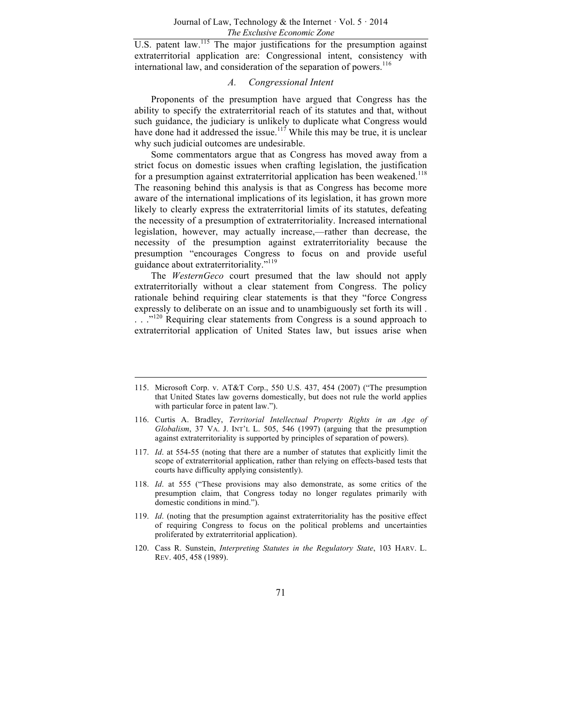U.S. patent law.[115] The major justifications for the presumption against extraterritorial application are: Congressional intent, consistency with international law, and consideration of the separation of powers.[116]

### A. Congressional Intent

Proponents of the presumption have argued that Congress has the ability to specify the extraterritorial reach of its statutes and that, without such guidance, the judiciary is unlikely to duplicate what Congress would have done had it addressed the issue.[117] While this may be true, it is unclear why such judicial outcomes are undesirable.

Some commentators argue that as Congress has moved away from a strict focus on domestic issues when crafting legislation, the justification for a presumption against extraterritorial application has been weakened.[118] The reasoning behind this analysis is that as Congress has become more aware of the international implications of its legislation, it has grown more likely to clearly express the extraterritorial limits of its statutes, defeating the necessity of a presumption of extraterritoriality. Increased international legislation, however, may actually increase,—rather than decrease, the necessity of the presumption against extraterritoriality because the presumption "encourages Congress to focus on and provide useful guidance about extraterritoriality."[119]

The *WesternGeco* court presumed that the law should not apply extraterritorially without a clear statement from Congress. The policy rationale behind requiring clear statements is that they "force Congress expressly to deliberate on an issue and to unambiguously set forth its will . . . ."[120] Requiring clear statements from Congress is a sound approach to extraterritorial application of United States law, but issues arise when

---

115. Microsoft Corp. v. AT&T Corp., 550 U.S. 437, 454 (2007) ("The presumption that United States law governs domestically, but does not rule the world applies with particular force in patent law.").

116. Curtis A. Bradley, *Territorial Intellectual Property Rights in an Age of Globalism*, 37 VA. J. INT'L L. 505, 546 (1997) (arguing that the presumption against extraterritoriality is supported by principles of separation of powers).

117. *Id*. at 554-55 (noting that there are a number of statutes that explicitly limit the scope of extraterritorial application, rather than relying on effects-based tests that courts have difficulty applying consistently).

118. *Id*. at 555 ("These provisions may also demonstrate, as some critics of the presumption claim, that Congress today no longer regulates primarily with domestic conditions in mind.").

119. *Id*. (noting that the presumption against extraterritoriality has the positive effect of requiring Congress to focus on the political problems and uncertainties proliferated by extraterritorial application).

120. Cass R. Sunstein, *Interpreting Statutes in the Regulatory State*, 103 HARV. L. REV. 405, 458 (1989).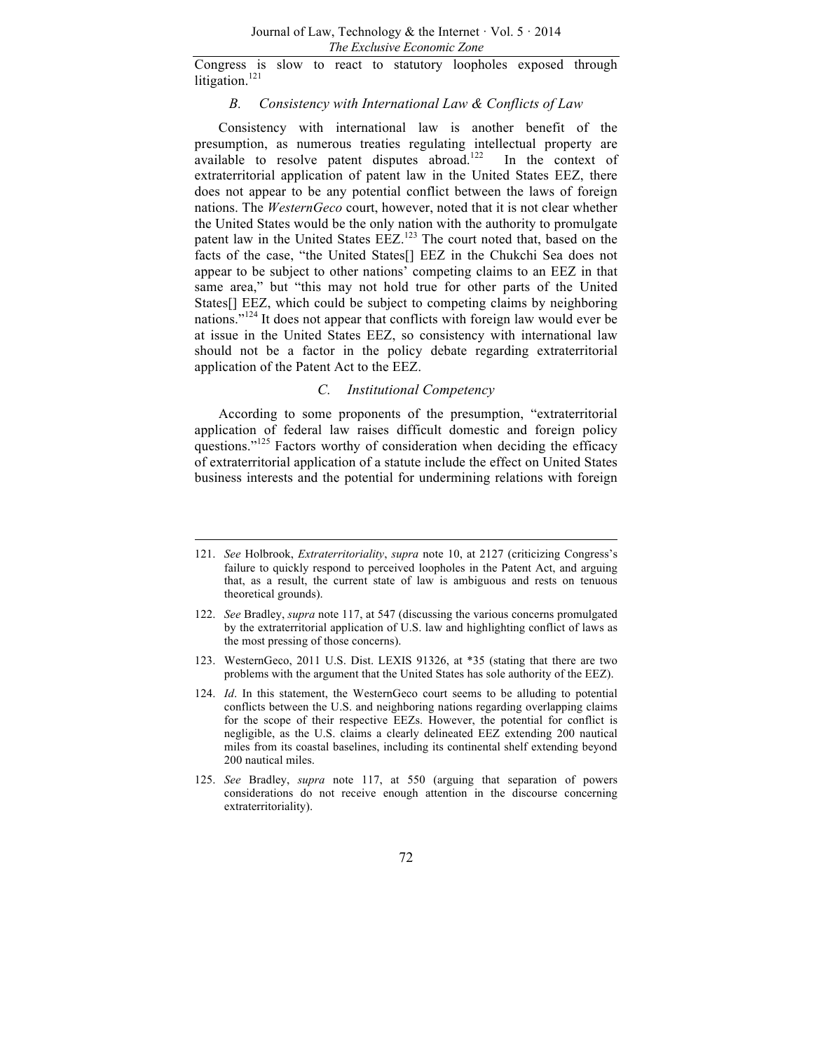Congress is slow to react to statutory loopholes exposed through litigation.[121]

### *B. Consistency with International Law & Conflicts of Law*

Consistency with international law is another benefit of the presumption, as numerous treaties regulating intellectual property are available to resolve patent disputes abroad.[122] In the context of extraterritorial application of patent law in the United States EEZ, there does not appear to be any potential conflict between the laws of foreign nations. The *WesternGeco* court, however, noted that it is not clear whether the United States would be the only nation with the authority to promulgate patent law in the United States EEZ.[123] The court noted that, based on the facts of the case, "the United States[] EEZ in the Chukchi Sea does not appear to be subject to other nations' competing claims to an EEZ in that same area," but "this may not hold true for other parts of the United States[] EEZ, which could be subject to competing claims by neighboring nations."[124] It does not appear that conflicts with foreign law would ever be at issue in the United States EEZ, so consistency with international law should not be a factor in the policy debate regarding extraterritorial application of the Patent Act to the EEZ.

### *C. Institutional Competency*

According to some proponents of the presumption, "extraterritorial application of federal law raises difficult domestic and foreign policy questions."[125] Factors worthy of consideration when deciding the efficacy of extraterritorial application of a statute include the effect on United States business interests and the potential for undermining relations with foreign

---

121. *See* Holbrook, *Extraterritoriality*, *supra* note 10, at 2127 (criticizing Congress's failure to quickly respond to perceived loopholes in the Patent Act, and arguing that, as a result, the current state of law is ambiguous and rests on tenuous theoretical grounds).

122. *See* Bradley, *supra* note 117, at 547 (discussing the various concerns promulgated by the extraterritorial application of U.S. law and highlighting conflict of laws as the most pressing of those concerns).

123. WesternGeco, 2011 U.S. Dist. LEXIS 91326, at *35 (stating that there are two problems with the argument that the United States has sole authority of the EEZ).

124. *Id*. In this statement, the WesternGeco court seems to be alluding to potential conflicts between the U.S. and neighboring nations regarding overlapping claims for the scope of their respective EEZs. However, the potential for conflict is negligible, as the U.S. claims a clearly delineated EEZ extending 200 nautical miles from its coastal baselines, including its continental shelf extending beyond 200 nautical miles.

125. *See* Bradley, *supra* note 117, at 550 (arguing that separation of powers considerations do not receive enough attention in the discourse concerning extraterritoriality).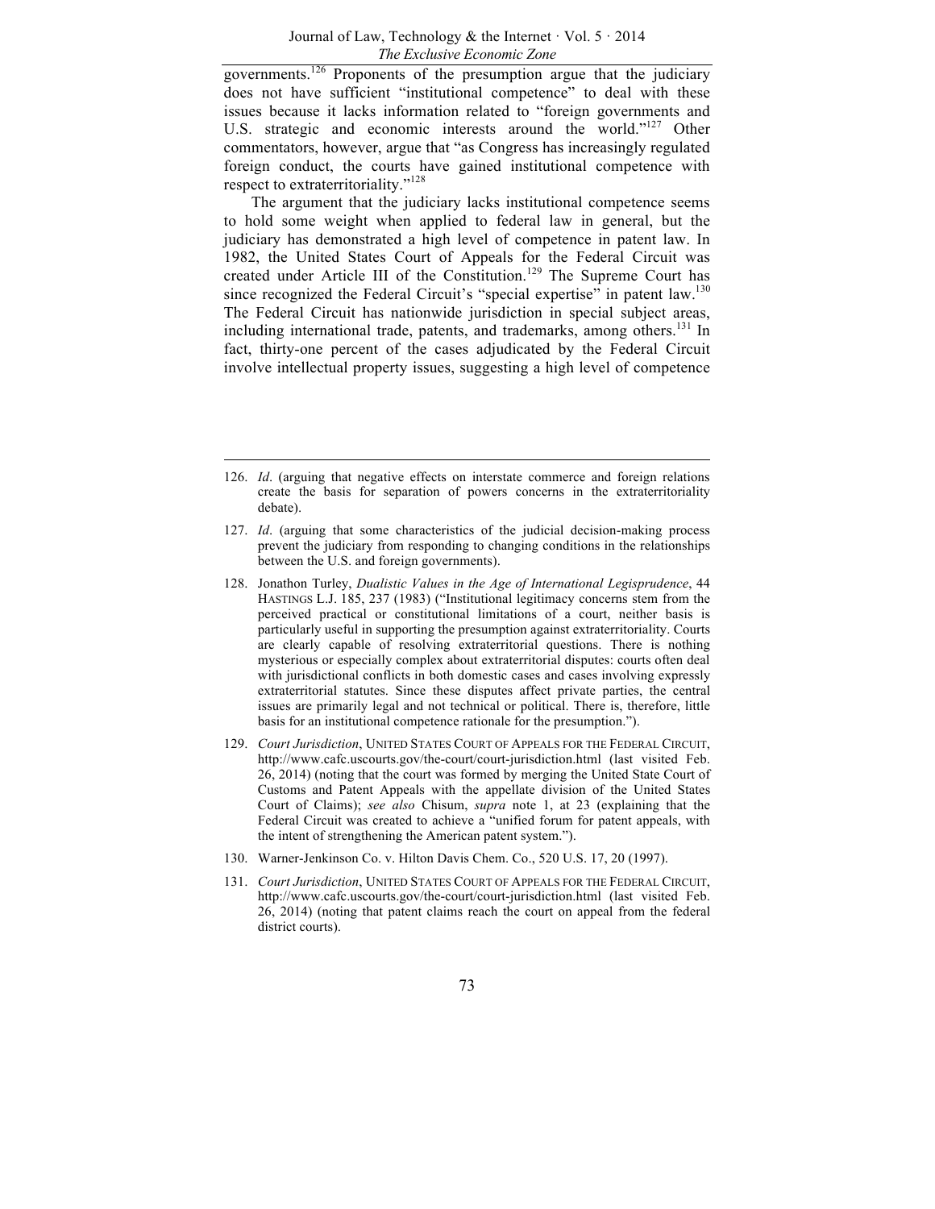governments.[126] Proponents of the presumption argue that the judiciary does not have sufficient "institutional competence" to deal with these issues because it lacks information related to "foreign governments and U.S. strategic and economic interests around the world."[127] Other commentators, however, argue that "as Congress has increasingly regulated foreign conduct, the courts have gained institutional competence with respect to extraterritoriality."[128]

The argument that the judiciary lacks institutional competence seems to hold some weight when applied to federal law in general, but the judiciary has demonstrated a high level of competence in patent law. In 1982, the United States Court of Appeals for the Federal Circuit was created under Article III of the Constitution.[129] The Supreme Court has since recognized the Federal Circuit's "special expertise" in patent law.[130] The Federal Circuit has nationwide jurisdiction in special subject areas, including international trade, patents, and trademarks, among others.[131] In fact, thirty-one percent of the cases adjudicated by the Federal Circuit involve intellectual property issues, suggesting a high level of competence

---

126. *Id*. (arguing that negative effects on interstate commerce and foreign relations create the basis for separation of powers concerns in the extraterritoriality debate).

127. *Id*. (arguing that some characteristics of the judicial decision-making process prevent the judiciary from responding to changing conditions in the relationships between the U.S. and foreign governments).

128. Jonathon Turley, *Dualistic Values in the Age of International Legisprudence*, 44 HASTINGS L.J. 185, 237 (1983) ("Institutional legitimacy concerns stem from the perceived practical or constitutional limitations of a court, neither basis is particularly useful in supporting the presumption against extraterritoriality. Courts are clearly capable of resolving extraterritorial questions. There is nothing mysterious or especially complex about extraterritorial disputes: courts often deal with jurisdictional conflicts in both domestic cases and cases involving expressly extraterritorial statutes. Since these disputes affect private parties, the central issues are primarily legal and not technical or political. There is, therefore, little basis for an institutional competence rationale for the presumption.").

129. *Court Jurisdiction*, UNITED STATES COURT OF APPEALS FOR THE FEDERAL CIRCUIT, http://www.cafc.uscourts.gov/the-court/court-jurisdiction.html (last visited Feb. 26, 2014) (noting that the court was formed by merging the United State Court of Customs and Patent Appeals with the appellate division of the United States Court of Claims); *see also* Chisum, *supra* note 1, at 23 (explaining that the Federal Circuit was created to achieve a "unified forum for patent appeals, with the intent of strengthening the American patent system.").

130. Warner-Jenkinson Co. v. Hilton Davis Chem. Co., 520 U.S. 17, 20 (1997).

131. *Court Jurisdiction*, UNITED STATES COURT OF APPEALS FOR THE FEDERAL CIRCUIT, http://www.cafc.uscourts.gov/the-court/court-jurisdiction.html (last visited Feb. 26, 2014) (noting that patent claims reach the court on appeal from the federal district courts).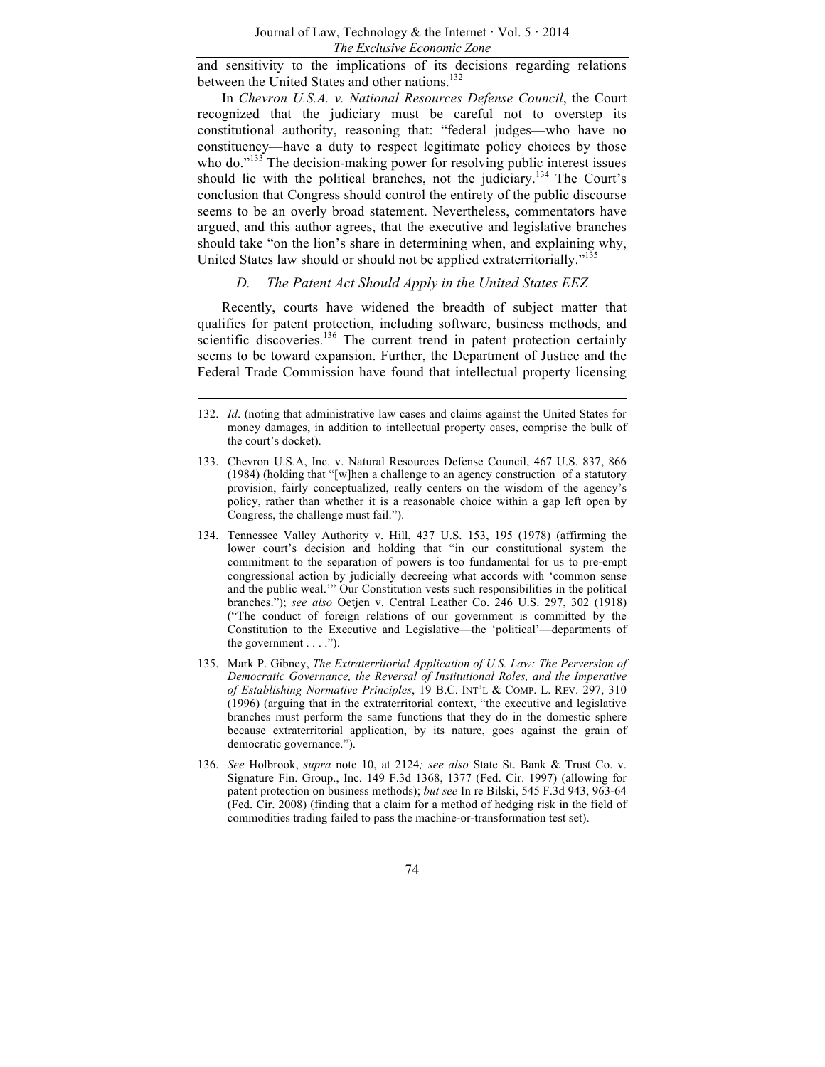and sensitivity to the implications of its decisions regarding relations between the United States and other nations.[132]

In *Chevron U.S.A. v. National Resources Defense Council*, the Court recognized that the judiciary must be careful not to overstep its constitutional authority, reasoning that: "federal judges—who have no constituency—have a duty to respect legitimate policy choices by those who do."[133] The decision-making power for resolving public interest issues should lie with the political branches, not the judiciary.[134] The Court's conclusion that Congress should control the entirety of the public discourse seems to be an overly broad statement. Nevertheless, commentators have argued, and this author agrees, that the executive and legislative branches should take "on the lion's share in determining when, and explaining why, United States law should or should not be applied extraterritorially."[135]

### *D. The Patent Act Should Apply in the United States EEZ*

Recently, courts have widened the breadth of subject matter that qualifies for patent protection, including software, business methods, and scientific discoveries.[136] The current trend in patent protection certainly seems to be toward expansion. Further, the Department of Justice and the Federal Trade Commission have found that intellectual property licensing

---

132. *Id*. (noting that administrative law cases and claims against the United States for money damages, in addition to intellectual property cases, comprise the bulk of the court's docket).

133. Chevron U.S.A, Inc. v. Natural Resources Defense Council, 467 U.S. 837, 866 (1984) (holding that "[w]hen a challenge to an agency construction of a statutory provision, fairly conceptualized, really centers on the wisdom of the agency's policy, rather than whether it is a reasonable choice within a gap left open by Congress, the challenge must fail.").

134. Tennessee Valley Authority v. Hill, 437 U.S. 153, 195 (1978) (affirming the lower court's decision and holding that "in our constitutional system the commitment to the separation of powers is too fundamental for us to pre-empt congressional action by judicially decreeing what accords with 'common sense and the public weal.'" Our Constitution vests such responsibilities in the political branches."); *see also* Oetjen v. Central Leather Co. 246 U.S. 297, 302 (1918) ("The conduct of foreign relations of our government is committed by the Constitution to the Executive and Legislative—the 'political'—departments of the government . . . .").

135. Mark P. Gibney, *The Extraterritorial Application of U.S. Law: The Perversion of Democratic Governance, the Reversal of Institutional Roles, and the Imperative of Establishing Normative Principles*, 19 B.C. INT'L & COMP. L. REV. 297, 310 (1996) (arguing that in the extraterritorial context, "the executive and legislative branches must perform the same functions that they do in the domestic sphere because extraterritorial application, by its nature, goes against the grain of democratic governance.").

136. *See* Holbrook, *supra* note 10, at 2124*; see also* State St. Bank & Trust Co. v. Signature Fin. Group., Inc. 149 F.3d 1368, 1377 (Fed. Cir. 1997) (allowing for patent protection on business methods); *but see* In re Bilski, 545 F.3d 943, 963-64 (Fed. Cir. 2008) (finding that a claim for a method of hedging risk in the field of commodities trading failed to pass the machine-or-transformation test set).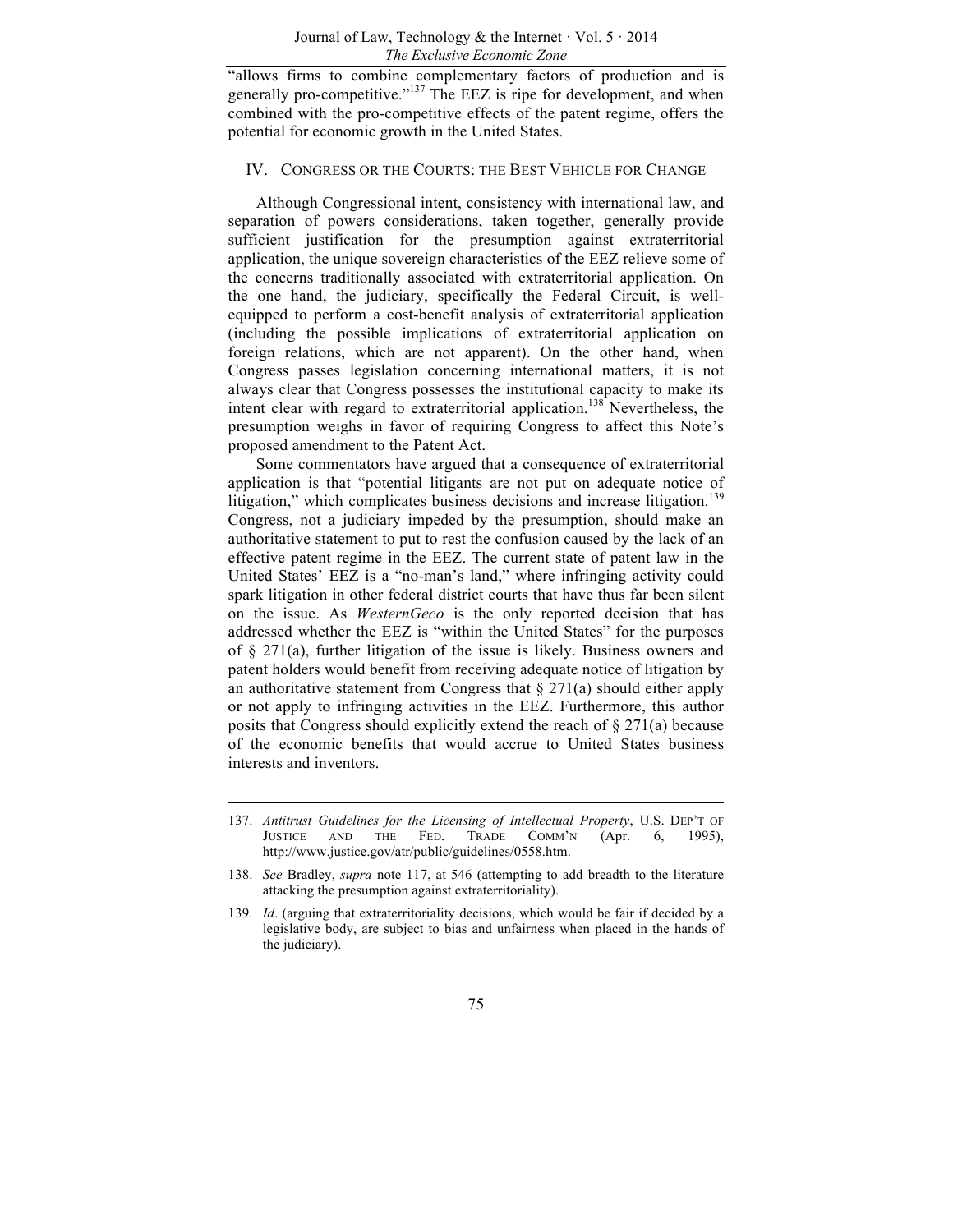"allows firms to combine complementary factors of production and is generally pro-competitive."[137] The EEZ is ripe for development, and when combined with the pro-competitive effects of the patent regime, offers the potential for economic growth in the United States.

## IV. Congress or the Courts: The Best Vehicle for Change

Although Congressional intent, consistency with international law, and separation of powers considerations, taken together, generally provide sufficient justification for the presumption against extraterritorial application, the unique sovereign characteristics of the EEZ relieve some of the concerns traditionally associated with extraterritorial application. On the one hand, the judiciary, specifically the Federal Circuit, is well-equipped to perform a cost-benefit analysis of extraterritorial application (including the possible implications of extraterritorial application on foreign relations, which are not apparent). On the other hand, when Congress passes legislation concerning international matters, it is not always clear that Congress possesses the institutional capacity to make its intent clear with regard to extraterritorial application.[138] Nevertheless, the presumption weighs in favor of requiring Congress to affect this Note's proposed amendment to the Patent Act.

Some commentators have argued that a consequence of extraterritorial application is that "potential litigants are not put on adequate notice of litigation," which complicates business decisions and increase litigation.[139] Congress, not a judiciary impeded by the presumption, should make an authoritative statement to put to rest the confusion caused by the lack of an effective patent regime in the EEZ. The current state of patent law in the United States' EEZ is a "no-man's land," where infringing activity could spark litigation in other federal district courts that have thus far been silent on the issue. As *WesternGeco* is the only reported decision that has addressed whether the EEZ is "within the United States" for the purposes of § 271(a), further litigation of the issue is likely. Business owners and patent holders would benefit from receiving adequate notice of litigation by an authoritative statement from Congress that § 271(a) should either apply or not apply to infringing activities in the EEZ. Furthermore, this author posits that Congress should explicitly extend the reach of § 271(a) because of the economic benefits that would accrue to United States business interests and inventors.

---

137. *Antitrust Guidelines for the Licensing of Intellectual Property*, U.S. Dep't of Justice and the Fed. Trade Comm'n (Apr. 6, 1995), http://www.justice.gov/atr/public/guidelines/0558.htm.

138. *See* Bradley, *supra* note 117, at 546 (attempting to add breadth to the literature attacking the presumption against extraterritoriality).

139. *Id*. (arguing that extraterritoriality decisions, which would be fair if decided by a legislative body, are subject to bias and unfairness when placed in the hands of the judiciary).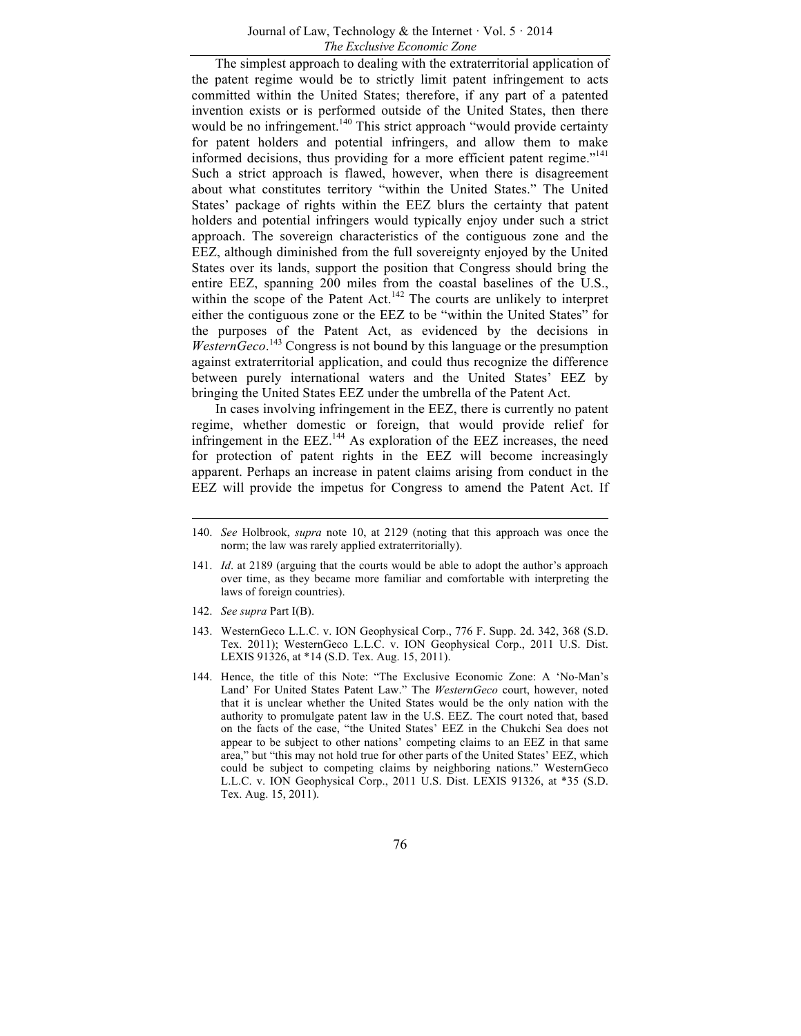The simplest approach to dealing with the extraterritorial application of the patent regime would be to strictly limit patent infringement to acts committed within the United States; therefore, if any part of a patented invention exists or is performed outside of the United States, then there would be no infringement.[140] This strict approach "would provide certainty for patent holders and potential infringers, and allow them to make informed decisions, thus providing for a more efficient patent regime."[141] Such a strict approach is flawed, however, when there is disagreement about what constitutes territory "within the United States." The United States' package of rights within the EEZ blurs the certainty that patent holders and potential infringers would typically enjoy under such a strict approach. The sovereign characteristics of the contiguous zone and the EEZ, although diminished from the full sovereignty enjoyed by the United States over its lands, support the position that Congress should bring the entire EEZ, spanning 200 miles from the coastal baselines of the U.S., within the scope of the Patent Act.[142] The courts are unlikely to interpret either the contiguous zone or the EEZ to be "within the United States" for the purposes of the Patent Act, as evidenced by the decisions in *WesternGeco*.[143] Congress is not bound by this language or the presumption against extraterritorial application, and could thus recognize the difference between purely international waters and the United States' EEZ by bringing the United States EEZ under the umbrella of the Patent Act.

In cases involving infringement in the EEZ, there is currently no patent regime, whether domestic or foreign, that would provide relief for infringement in the EEZ.[144] As exploration of the EEZ increases, the need for protection of patent rights in the EEZ will become increasingly apparent. Perhaps an increase in patent claims arising from conduct in the EEZ will provide the impetus for Congress to amend the Patent Act. If

---

140. *See* Holbrook, *supra* note 10, at 2129 (noting that this approach was once the norm; the law was rarely applied extraterritorially).

141. *Id*. at 2189 (arguing that the courts would be able to adopt the author's approach over time, as they became more familiar and comfortable with interpreting the laws of foreign countries).

142. *See supra* Part I(B).

143. WesternGeco L.L.C. v. ION Geophysical Corp., 776 F. Supp. 2d. 342, 368 (S.D. Tex. 2011); WesternGeco L.L.C. v. ION Geophysical Corp., 2011 U.S. Dist. LEXIS 91326, at *14 (S.D. Tex. Aug. 15, 2011).

144. Hence, the title of this Note: "The Exclusive Economic Zone: A 'No-Man's Land' For United States Patent Law." The *WesternGeco* court, however, noted that it is unclear whether the United States would be the only nation with the authority to promulgate patent law in the U.S. EEZ. The court noted that, based on the facts of the case, "the United States' EEZ in the Chukchi Sea does not appear to be subject to other nations' competing claims to an EEZ in that same area," but "this may not hold true for other parts of the United States' EEZ, which could be subject to competing claims by neighboring nations." WesternGeco L.L.C. v. ION Geophysical Corp., 2011 U.S. Dist. LEXIS 91326, at *35 (S.D. Tex. Aug. 15, 2011).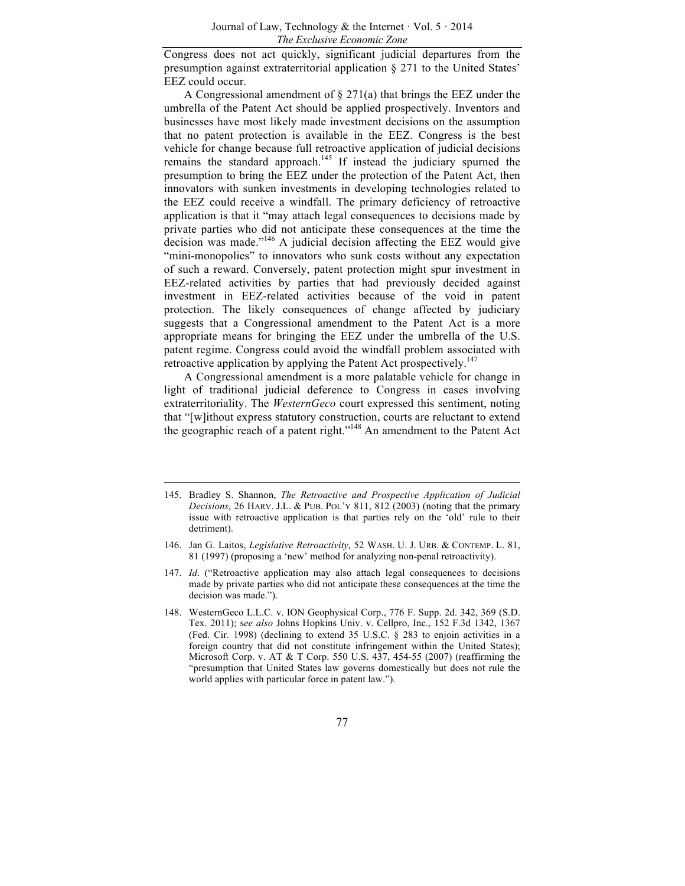Congress does not act quickly, significant judicial departures from the presumption against extraterritorial application § 271 to the United States' EEZ could occur.

A Congressional amendment of § 271(a) that brings the EEZ under the umbrella of the Patent Act should be applied prospectively. Inventors and businesses have most likely made investment decisions on the assumption that no patent protection is available in the EEZ. Congress is the best vehicle for change because full retroactive application of judicial decisions remains the standard approach.[145] If instead the judiciary spurned the presumption to bring the EEZ under the protection of the Patent Act, then innovators with sunken investments in developing technologies related to the EEZ could receive a windfall. The primary deficiency of retroactive application is that it "may attach legal consequences to decisions made by private parties who did not anticipate these consequences at the time the decision was made."[146] A judicial decision affecting the EEZ would give "mini-monopolies" to innovators who sunk costs without any expectation of such a reward. Conversely, patent protection might spur investment in EEZ-related activities by parties that had previously decided against investment in EEZ-related activities because of the void in patent protection. The likely consequences of change affected by judiciary suggests that a Congressional amendment to the Patent Act is a more appropriate means for bringing the EEZ under the umbrella of the U.S. patent regime. Congress could avoid the windfall problem associated with retroactive application by applying the Patent Act prospectively.[147]

A Congressional amendment is a more palatable vehicle for change in light of traditional judicial deference to Congress in cases involving extraterritoriality. The *WesternGeco* court expressed this sentiment, noting that "[w]ithout express statutory construction, courts are reluctant to extend the geographic reach of a patent right."[148] An amendment to the Patent Act

---

145. Bradley S. Shannon, *The Retroactive and Prospective Application of Judicial Decisions*, 26 HARV. J.L. & PUB. POL'Y 811, 812 (2003) (noting that the primary issue with retroactive application is that parties rely on the 'old' rule to their detriment).

146. Jan G. Laitos, *Legislative Retroactivity*, 52 WASH. U. J. URB. & CONTEMP. L. 81, 81 (1997) (proposing a 'new' method for analyzing non-penal retroactivity).

147. *Id*. ("Retroactive application may also attach legal consequences to decisions made by private parties who did not anticipate these consequences at the time the decision was made.").

148. WesternGeco L.L.C. v. ION Geophysical Corp., 776 F. Supp. 2d. 342, 369 (S.D. Tex. 2011); s*ee also* Johns Hopkins Univ. v. Cellpro, Inc., 152 F.3d 1342, 1367 (Fed. Cir. 1998) (declining to extend 35 U.S.C. § 283 to enjoin activities in a foreign country that did not constitute infringement within the United States); Microsoft Corp. v. AT & T Corp. 550 U.S. 437, 454-55 (2007) (reaffirming the "presumption that United States law governs domestically but does not rule the world applies with particular force in patent law.").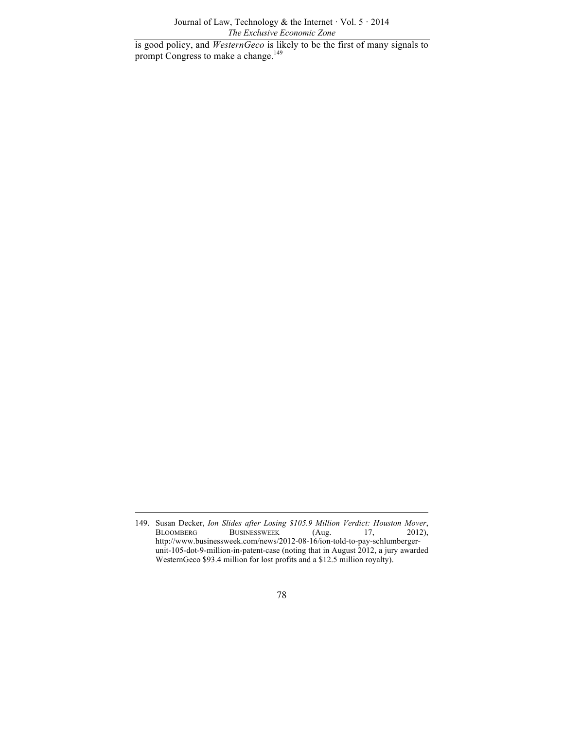is good policy, and *WesternGeco* is likely to be the first of many signals to prompt Congress to make a change.[149]

---

149. Susan Decker, *Ion Slides after Losing $105.9 Million Verdict: Houston Mover*, BLOOMBERG BUSINESSWEEK (Aug. 17, 2012), http://www.businessweek.com/news/2012-08-16/ion-told-to-pay-schlumberger-unit-105-dot-9-million-in-patent-case (noting that in August 2012, a jury awarded WesternGeco $93.4 million for lost profits and a $12.5 million royalty).